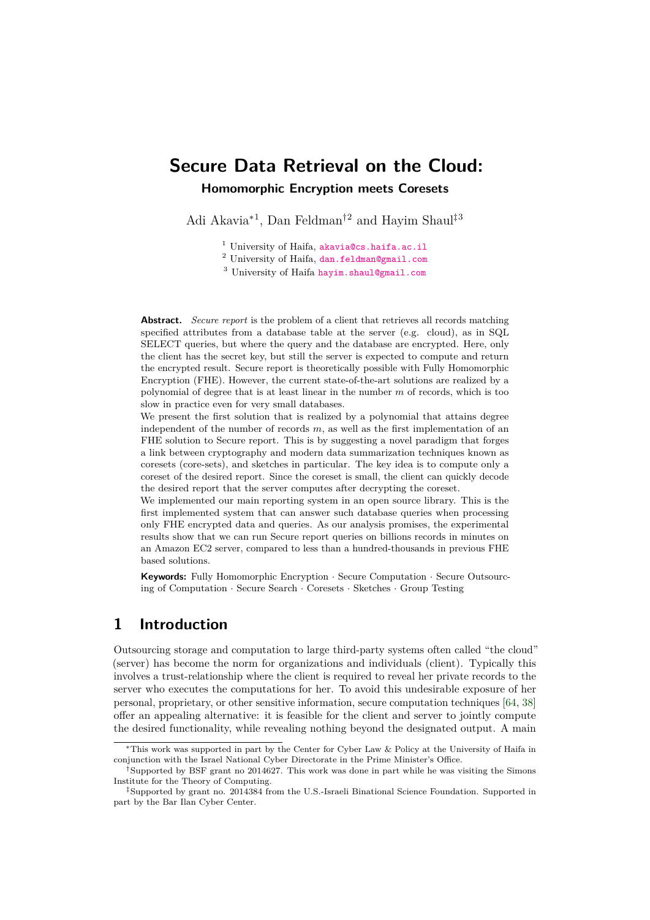# Secure Data Retrieval on the Cloud:

## Homomorphic Encryption meets Coresets

Adi Akavia*[1], Dan Feldman†[2] and Hayim Shaul‡[3]

[1] University of Haifa, akavia@cs.haifa.ac.il
[2] University of Haifa, dan.feldman@gmail.com
[3] University of Haifa hayim.shaul@gmail.com

**Abstract.** *Secure report* is the problem of a client that retrieves all records matching specified attributes from a database table at the server (e.g. cloud), as in SQL SELECT queries, but where the query and the database are encrypted. Here, only the client has the secret key, but still the server is expected to compute and return the encrypted result. Secure report is theoretically possible with Fully Homomorphic Encryption (FHE). However, the current state-of-the-art solutions are realized by a polynomial of degree that is at least linear in the number $m$ of records, which is too slow in practice even for very small databases.

We present the first solution that is realized by a polynomial that attains degree independent of the number of records $m$, as well as the first implementation of an FHE solution to Secure report. This is by suggesting a novel paradigm that forges a link between cryptography and modern data summarization techniques known as coresets (core-sets), and sketches in particular. The key idea is to compute only a coreset of the desired report. Since the coreset is small, the client can quickly decode the desired report that the server computes after decrypting the coreset.

We implemented our main reporting system in an open source library. This is the first implemented system that can answer such database queries when processing only FHE encrypted data and queries. As our analysis promises, the experimental results show that we can run Secure report queries on billions records in minutes on an Amazon EC2 server, compared to less than a hundred-thousands in previous FHE based solutions.

**Keywords:** Fully Homomorphic Encryption · Secure Computation · Secure Outsourcing of Computation · Secure Search · Coresets · Sketches · Group Testing

## 1 Introduction

Outsourcing storage and computation to large third-party systems often called "the cloud" (server) has become the norm for organizations and individuals (client). Typically this involves a trust-relationship where the client is required to reveal her private records to the server who executes the computations for her. To avoid this undesirable exposure of her personal, proprietary, or other sensitive information, secure computation techniques [64, 38] offer an appealing alternative: it is feasible for the client and server to jointly compute the desired functionality, while revealing nothing beyond the designated output. A main

*This work was supported in part by the Center for Cyber Law & Policy at the University of Haifa in conjunction with the Israel National Cyber Directorate in the Prime Minister's Office.

†Supported by BSF grant no 2014627. This work was done in part while he was visiting the Simons Institute for the Theory of Computing.

‡Supported by grant no. 2014384 from the U.S.-Israeli Binational Science Foundation. Supported in part by the Bar Ilan Cyber Center.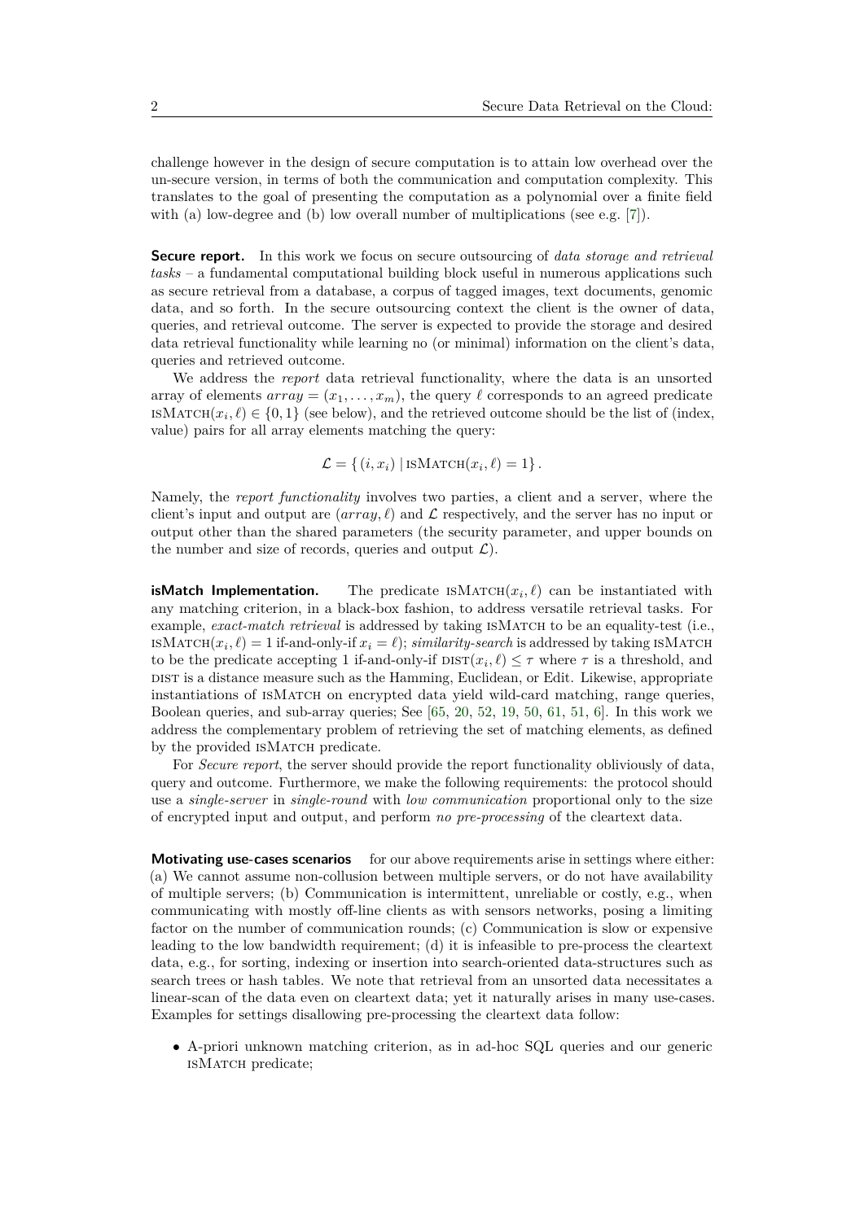challenge however in the design of secure computation is to attain low overhead over the un-secure version, in terms of both the communication and computation complexity. This translates to the goal of presenting the computation as a polynomial over a finite field with (a) low-degree and (b) low overall number of multiplications (see e.g. [7]).

**Secure report.** In this work we focus on secure outsourcing of *data storage and retrieval tasks* – a fundamental computational building block useful in numerous applications such as secure retrieval from a database, a corpus of tagged images, text documents, genomic data, and so forth. In the secure outsourcing context the client is the owner of data, queries, and retrieval outcome. The server is expected to provide the storage and desired data retrieval functionality while learning no (or minimal) information on the client's data, queries and retrieved outcome.

We address the *report* data retrieval functionality, where the data is an unsorted array of elements $array = (x_1, \ldots, x_m)$, the query $\ell$ corresponds to an agreed predicate $\textsc{isMatch}(x_i, \ell) \in \{0, 1\}$ (see below), and the retrieved outcome should be the list of (index, value) pairs for all array elements matching the query:

$$\mathcal{L} = \{ (i, x_i) \mid \textsc{isMatch}(x_i, \ell) = 1 \} .$$

Namely, the *report functionality* involves two parties, a client and a server, where the client's input and output are $(array, \ell)$ and $\mathcal{L}$ respectively, and the server has no input or output other than the shared parameters (the security parameter, and upper bounds on the number and size of records, queries and output $\mathcal{L}$).

**isMatch Implementation.** The predicate $\textsc{isMatch}(x_i, \ell)$ can be instantiated with any matching criterion, in a black-box fashion, to address versatile retrieval tasks. For example, *exact-match retrieval* is addressed by taking isMatch to be an equality-test (i.e., $\textsc{isMatch}(x_i, \ell) = 1$ if-and-only-if $x_i = \ell$); *similarity-search* is addressed by taking isMatch to be the predicate accepting 1 if-and-only-if $\textsc{dist}(x_i, \ell) \leq \tau$ where $\tau$ is a threshold, and dist is a distance measure such as the Hamming, Euclidean, or Edit. Likewise, appropriate instantiations of isMatch on encrypted data yield wild-card matching, range queries, Boolean queries, and sub-array queries; See [65, 20, 52, 19, 50, 61, 51, 6]. In this work we address the complementary problem of retrieving the set of matching elements, as defined by the provided isMatch predicate.

For *Secure report*, the server should provide the report functionality obliviously of data, query and outcome. Furthermore, we make the following requirements: the protocol should use a *single-server* in *single-round* with *low communication* proportional only to the size of encrypted input and output, and perform *no pre-processing* of the cleartext data.

**Motivating use-cases scenarios** for our above requirements arise in settings where either: (a) We cannot assume non-collusion between multiple servers, or do not have availability of multiple servers; (b) Communication is intermittent, unreliable or costly, e.g., when communicating with mostly off-line clients as with sensors networks, posing a limiting factor on the number of communication rounds; (c) Communication is slow or expensive leading to the low bandwidth requirement; (d) it is infeasible to pre-process the cleartext data, e.g., for sorting, indexing or insertion into search-oriented data-structures such as search trees or hash tables. We note that retrieval from an unsorted data necessitates a linear-scan of the data even on cleartext data; yet it naturally arises in many use-cases. Examples for settings disallowing pre-processing the cleartext data follow:

- A-priori unknown matching criterion, as in ad-hoc SQL queries and our generic isMatch predicate;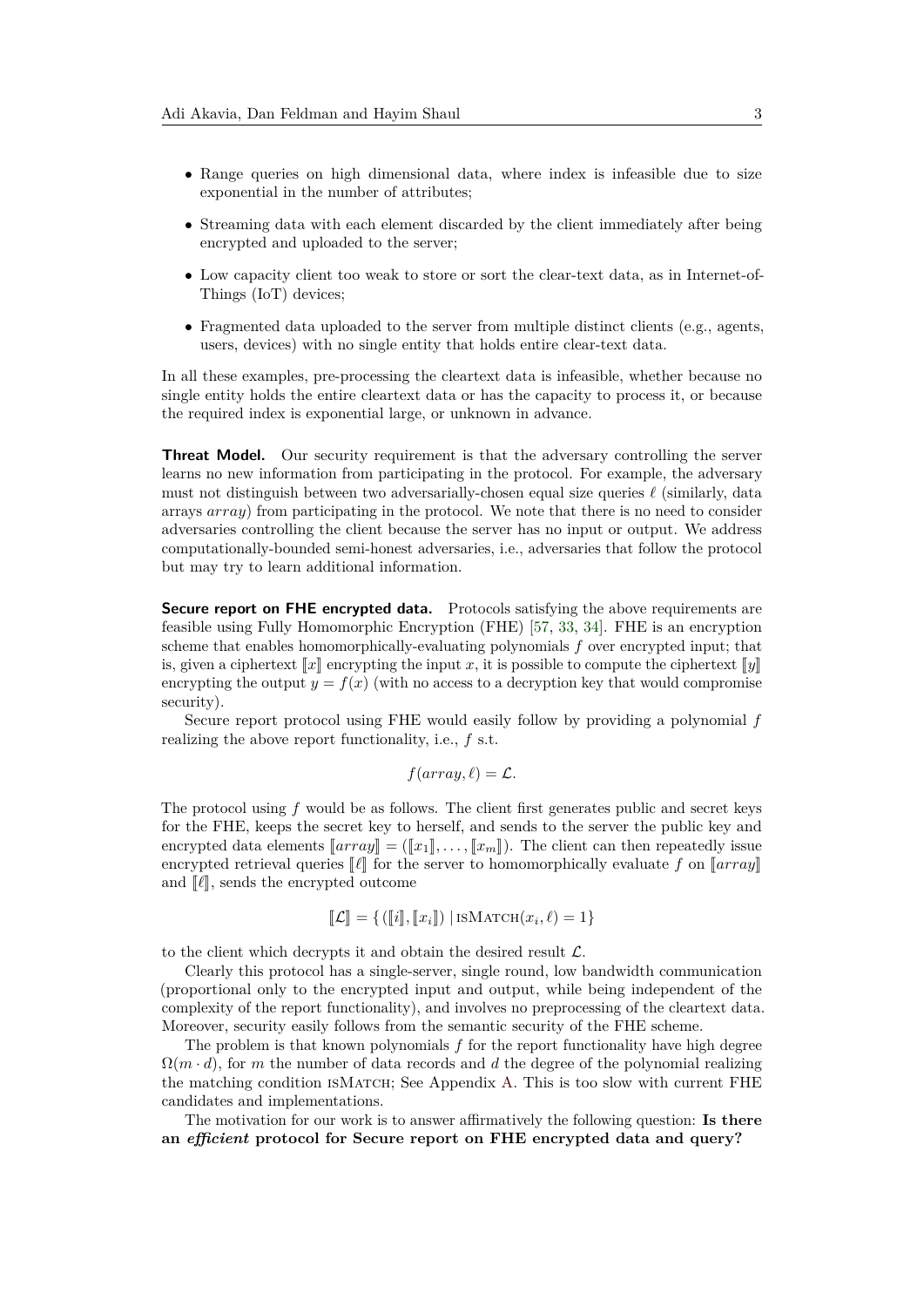- Range queries on high dimensional data, where index is infeasible due to size exponential in the number of attributes;
- Streaming data with each element discarded by the client immediately after being encrypted and uploaded to the server;
- Low capacity client too weak to store or sort the clear-text data, as in Internet-of-Things (IoT) devices;
- Fragmented data uploaded to the server from multiple distinct clients (e.g., agents, users, devices) with no single entity that holds entire clear-text data.

In all these examples, pre-processing the cleartext data is infeasible, whether because no single entity holds the entire cleartext data or has the capacity to process it, or because the required index is exponential large, or unknown in advance.

**Threat Model.** Our security requirement is that the adversary controlling the server learns no new information from participating in the protocol. For example, the adversary must not distinguish between two adversarially-chosen equal size queries $\ell$ (similarly, data arrays $array$) from participating in the protocol. We note that there is no need to consider adversaries controlling the client because the server has no input or output. We address computationally-bounded semi-honest adversaries, i.e., adversaries that follow the protocol but may try to learn additional information.

**Secure report on FHE encrypted data.** Protocols satisfying the above requirements are feasible using Fully Homomorphic Encryption (FHE) [57, 33, 34]. FHE is an encryption scheme that enables homomorphically-evaluating polynomials $f$ over encrypted input; that is, given a ciphertext $[\![x]\!]$ encrypting the input $x$, it is possible to compute the ciphertext $[\![y]\!]$ encrypting the output $y = f(x)$ (with no access to a decryption key that would compromise security).

Secure report protocol using FHE would easily follow by providing a polynomial $f$ realizing the above report functionality, i.e., $f$ s.t.

$$f(array, \ell) = \mathcal{L}.$$

The protocol using $f$ would be as follows. The client first generates public and secret keys for the FHE, keeps the secret key to herself, and sends to the server the public key and encrypted data elements $[\![array]\!] = ([\![x_1]\!], \dots, [\![x_m]\!])$. The client can then repeatedly issue encrypted retrieval queries $[\![\ell]\!]$ for the server to homomorphically evaluate $f$ on $[\![array]\!]$ and $[\![\ell]\!]$, sends the encrypted outcome

$$[\![\mathcal{L}]\!] = \{ ([\![i]\!], [\![x_i]\!]) \mid \textsc{isMatch}(x_i, \ell) = 1 \}$$

to the client which decrypts it and obtain the desired result $\mathcal{L}$.

Clearly this protocol has a single-server, single round, low bandwidth communication (proportional only to the encrypted input and output, while being independent of the complexity of the report functionality), and involves no preprocessing of the cleartext data. Moreover, security easily follows from the semantic security of the FHE scheme.

The problem is that known polynomials $f$ for the report functionality have high degree $\Omega(m \cdot d)$, for $m$ the number of data records and $d$ the degree of the polynomial realizing the matching condition isMatch; See Appendix A. This is too slow with current FHE candidates and implementations.

The motivation for our work is to answer affirmatively the following question: **Is there an *efficient* protocol for Secure report on FHE encrypted data and query?**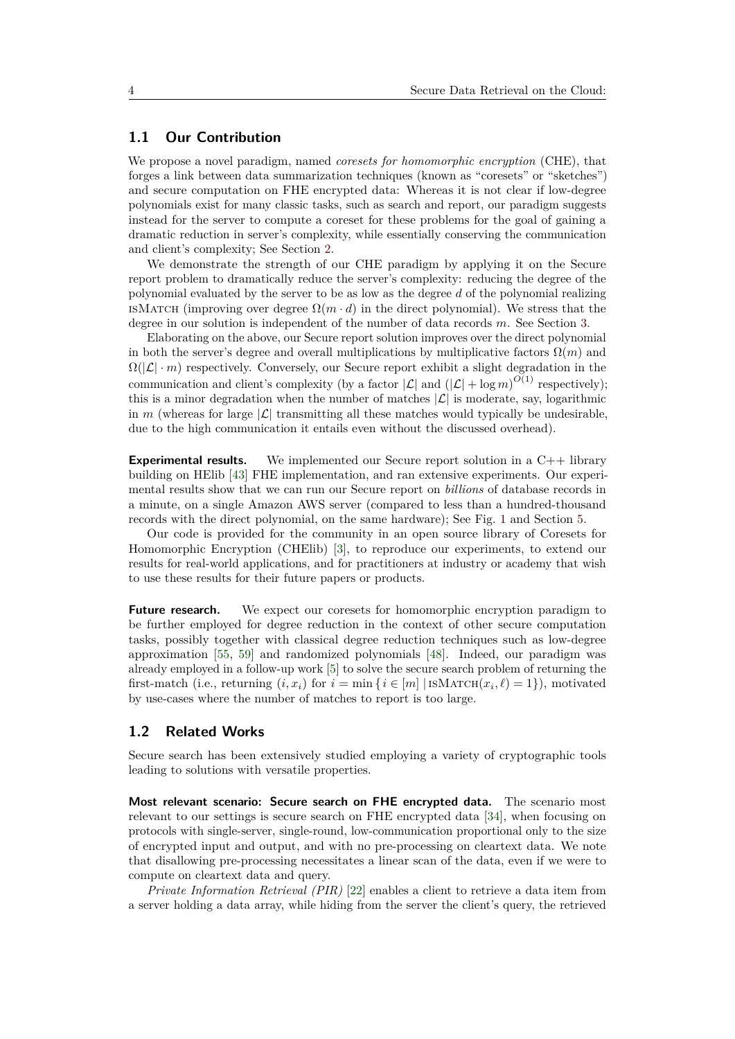## 1.1 Our Contribution

We propose a novel paradigm, named *coresets for homomorphic encryption* (CHE), that forges a link between data summarization techniques (known as "coresets" or "sketches") and secure computation on FHE encrypted data: Whereas it is not clear if low-degree polynomials exist for many classic tasks, such as search and report, our paradigm suggests instead for the server to compute a coreset for these problems for the goal of gaining a dramatic reduction in server's complexity, while essentially conserving the communication and client's complexity; See Section 2.

We demonstrate the strength of our CHE paradigm by applying it on the Secure report problem to dramatically reduce the server's complexity: reducing the degree of the polynomial evaluated by the server to be as low as the degree $d$ of the polynomial realizing isMatch (improving over degree $\Omega(m \cdot d)$ in the direct polynomial). We stress that the degree in our solution is independent of the number of data records $m$. See Section 3.

Elaborating on the above, our Secure report solution improves over the direct polynomial in both the server's degree and overall multiplications by multiplicative factors $\Omega(m)$ and $\Omega(|\mathcal{L}| \cdot m)$ respectively. Conversely, our Secure report exhibit a slight degradation in the communication and client's complexity (by a factor $|\mathcal{L}|$ and $(|\mathcal{L}| + \log m)^{O(1)}$ respectively); this is a minor degradation when the number of matches $|\mathcal{L}|$ is moderate, say, logarithmic in $m$ (whereas for large $|\mathcal{L}|$ transmitting all these matches would typically be undesirable, due to the high communication it entails even without the discussed overhead).

**Experimental results.** We implemented our Secure report solution in a C++ library building on HElib [43] FHE implementation, and ran extensive experiments. Our experimental results show that we can run our Secure report on *billions* of database records in a minute, on a single Amazon AWS server (compared to less than a hundred-thousand records with the direct polynomial, on the same hardware); See Fig. 1 and Section 5.

Our code is provided for the community in an open source library of Coresets for Homomorphic Encryption (CHElib) [3], to reproduce our experiments, to extend our results for real-world applications, and for practitioners at industry or academy that wish to use these results for their future papers or products.

**Future research.** We expect our coresets for homomorphic encryption paradigm to be further employed for degree reduction in the context of other secure computation tasks, possibly together with classical degree reduction techniques such as low-degree approximation [55, 59] and randomized polynomials [48]. Indeed, our paradigm was already employed in a follow-up work [5] to solve the secure search problem of returning the first-match (i.e., returning $(i, x_i)$ for $i = \min\{i \in [m] \mid \text{isMatch}(x_i, \ell) = 1\}$), motivated by use-cases where the number of matches to report is too large.

## 1.2 Related Works

Secure search has been extensively studied employing a variety of cryptographic tools leading to solutions with versatile properties.

**Most relevant scenario: Secure search on FHE encrypted data.** The scenario most relevant to our settings is secure search on FHE encrypted data [34], when focusing on protocols with single-server, single-round, low-communication proportional only to the size of encrypted input and output, and with no pre-processing on cleartext data. We note that disallowing pre-processing necessitates a linear scan of the data, even if we were to compute on cleartext data and query.

*Private Information Retrieval (PIR)* [22] enables a client to retrieve a data item from a server holding a data array, while hiding from the server the client's query, the retrieved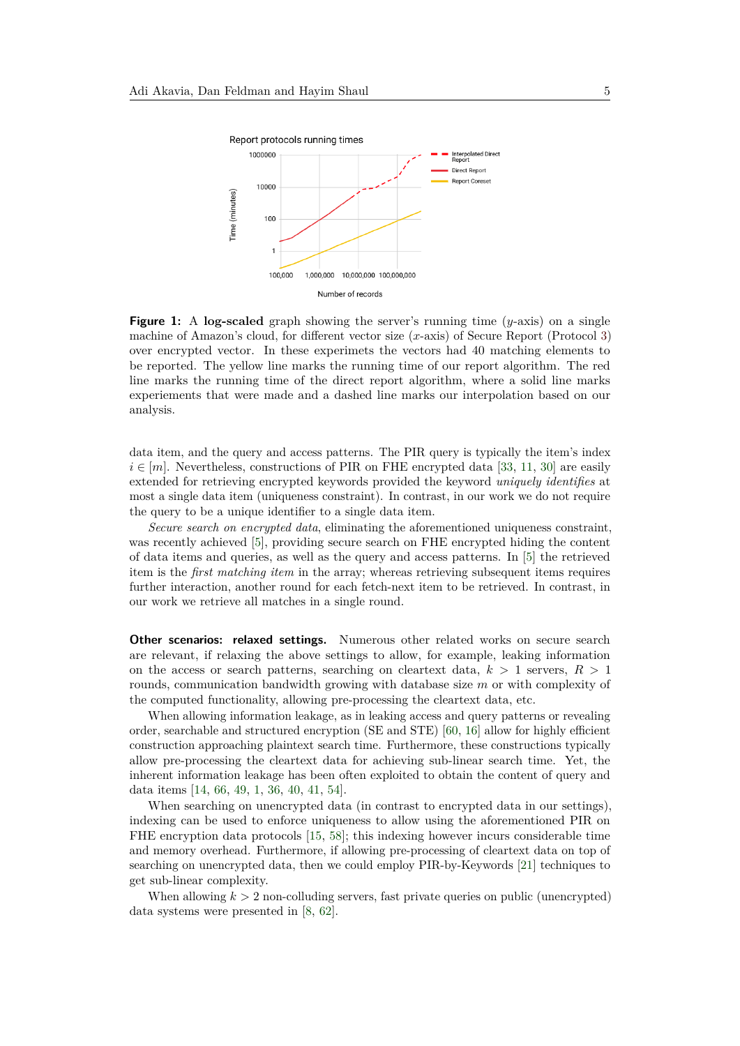**Figure 1:** A **log-scaled** graph showing the server's running time ($y$-axis) on a single machine of Amazon's cloud, for different vector size ($x$-axis) of Secure Report (Protocol 3) over encrypted vector. In these experimets the vectors had 40 matching elements to be reported. The yellow line marks the running time of our report algorithm. The red line marks the running time of the direct report algorithm, where a solid line marks experiements that were made and a dashed line marks our interpolation based on our analysis.

data item, and the query and access patterns. The PIR query is typically the item's index $i \in [m]$. Nevertheless, constructions of PIR on FHE encrypted data [33, 11, 30] are easily extended for retrieving encrypted keywords provided the keyword *uniquely identifies* at most a single data item (uniqueness constraint). In contrast, in our work we do not require the query to be a unique identifier to a single data item.

*Secure search on encrypted data*, eliminating the aforementioned uniqueness constraint, was recently achieved [5], providing secure search on FHE encrypted hiding the content of data items and queries, as well as the query and access patterns. In [5] the retrieved item is the *first matching item* in the array; whereas retrieving subsequent items requires further interaction, another round for each fetch-next item to be retrieved. In contrast, in our work we retrieve all matches in a single round.

**Other scenarios: relaxed settings.** Numerous other related works on secure search are relevant, if relaxing the above settings to allow, for example, leaking information on the access or search patterns, searching on cleartext data, $k > 1$ servers, $R > 1$ rounds, communication bandwidth growing with database size $m$ or with complexity of the computed functionality, allowing pre-processing the cleartext data, etc.

When allowing information leakage, as in leaking access and query patterns or revealing order, searchable and structured encryption (SE and STE) [60, 16] allow for highly efficient construction approaching plaintext search time. Furthermore, these constructions typically allow pre-processing the cleartext data for achieving sub-linear search time. Yet, the inherent information leakage has been often exploited to obtain the content of query and data items [14, 66, 49, 1, 36, 40, 41, 54].

When searching on unencrypted data (in contrast to encrypted data in our settings), indexing can be used to enforce uniqueness to allow using the aforementioned PIR on FHE encryption data protocols [15, 58]; this indexing however incurs considerable time and memory overhead. Furthermore, if allowing pre-processing of cleartext data on top of searching on unencrypted data, then we could employ PIR-by-Keywords [21] techniques to get sub-linear complexity.

When allowing $k > 2$ non-colluding servers, fast private queries on public (unencrypted) data systems were presented in [8, 62].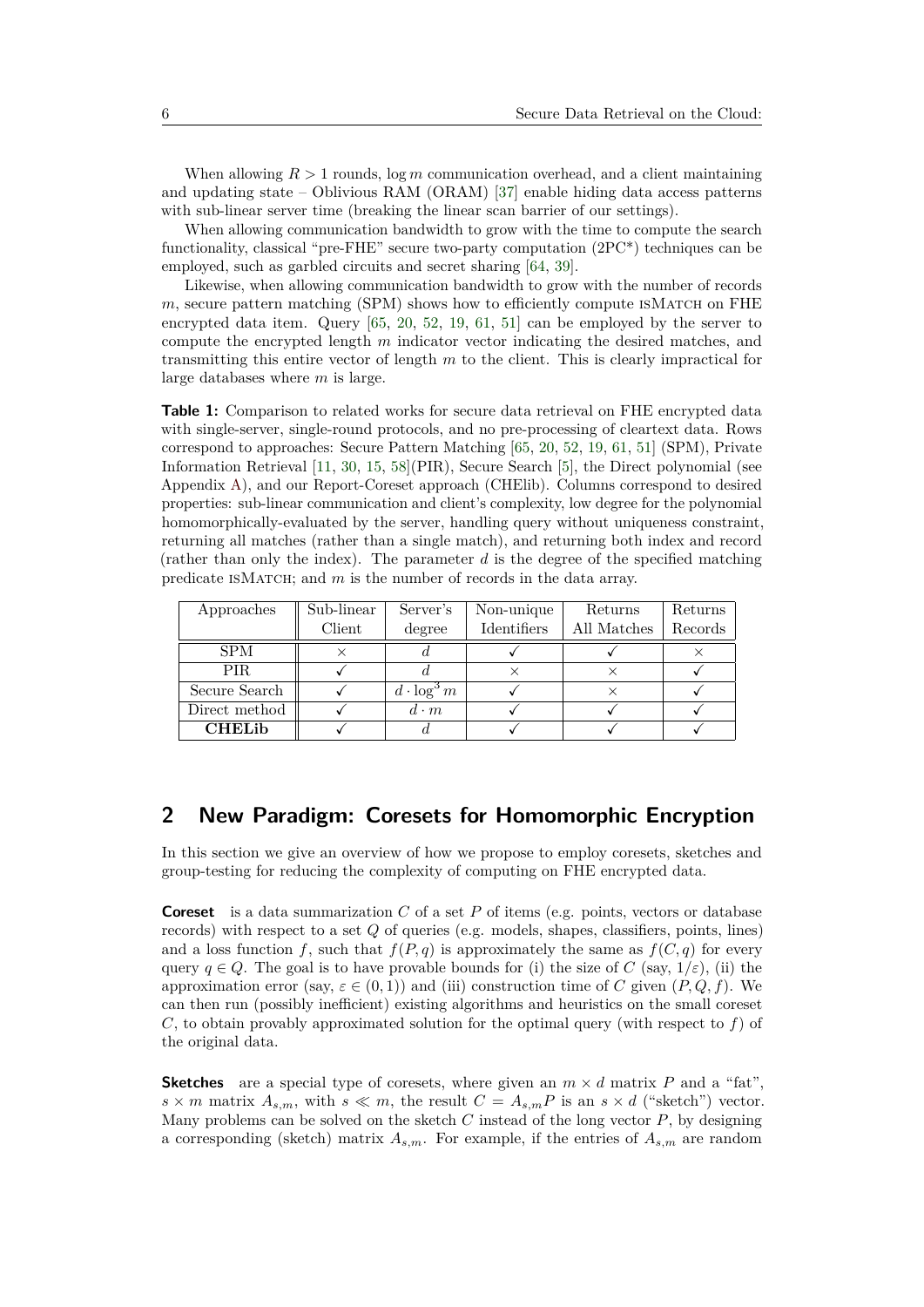When allowing $R > 1$ rounds, $\log m$ communication overhead, and a client maintaining and updating state – Oblivious RAM (ORAM) [37] enable hiding data access patterns with sub-linear server time (breaking the linear scan barrier of our settings).

When allowing communication bandwidth to grow with the time to compute the search functionality, classical "pre-FHE" secure two-party computation (2PC*) techniques can be employed, such as garbled circuits and secret sharing [64, 39].

Likewise, when allowing communication bandwidth to grow with the number of records $m$, secure pattern matching (SPM) shows how to efficiently compute isMatch on FHE encrypted data item. Query [65, 20, 52, 19, 61, 51] can be employed by the server to compute the encrypted length $m$ indicator vector indicating the desired matches, and transmitting this entire vector of length $m$ to the client. This is clearly impractical for large databases where $m$ is large.

**Table 1:** Comparison to related works for secure data retrieval on FHE encrypted data with single-server, single-round protocols, and no pre-processing of cleartext data. Rows correspond to approaches: Secure Pattern Matching [65, 20, 52, 19, 61, 51] (SPM), Private Information Retrieval [11, 30, 15, 58](PIR), Secure Search [5], the Direct polynomial (see Appendix A), and our Report-Coreset approach (CHElib). Columns correspond to desired properties: sub-linear communication and client's complexity, low degree for the polynomial homomorphically-evaluated by the server, handling query without uniqueness constraint, returning all matches (rather than a single match), and returning both index and record (rather than only the index). The parameter $d$ is the degree of the specified matching predicate isMatch; and $m$ is the number of records in the data array.

| Approaches | Sub-linear Client | Server's degree | Non-unique Identifiers | Returns All Matches | Returns Records |
|---|---|---|---|---|---|
| SPM | × | $d$ | ✓ | ✓ | × |
| PIR | ✓ | $d$ | × | × | ✓ |
| Secure Search | ✓ | $d \cdot \log^3 m$ | ✓ | × | ✓ |
| Direct method | ✓ | $d \cdot m$ | ✓ | ✓ | ✓ |
| **CHELib** | ✓ | $d$ | ✓ | ✓ | ✓ |

## 2 New Paradigm: Coresets for Homomorphic Encryption

In this section we give an overview of how we propose to employ coresets, sketches and group-testing for reducing the complexity of computing on FHE encrypted data.

**Coreset** is a data summarization $C$ of a set $P$ of items (e.g. points, vectors or database records) with respect to a set $Q$ of queries (e.g. models, shapes, classifiers, points, lines) and a loss function $f$, such that $f(P, q)$ is approximately the same as $f(C, q)$ for every query $q \in Q$. The goal is to have provable bounds for (i) the size of $C$ (say, $1/\varepsilon$), (ii) the approximation error (say, $\varepsilon \in (0, 1)$) and (iii) construction time of $C$ given $(P, Q, f)$. We can then run (possibly inefficient) existing algorithms and heuristics on the small coreset $C$, to obtain provably approximated solution for the optimal query (with respect to $f$) of the original data.

**Sketches** are a special type of coresets, where given an $m \times d$ matrix $P$ and a "fat", $s \times m$ matrix $A_{s,m}$, with $s \ll m$, the result $C = A_{s,m}P$ is an $s \times d$ ("sketch") vector. Many problems can be solved on the sketch $C$ instead of the long vector $P$, by designing a corresponding (sketch) matrix $A_{s,m}$. For example, if the entries of $A_{s,m}$ are random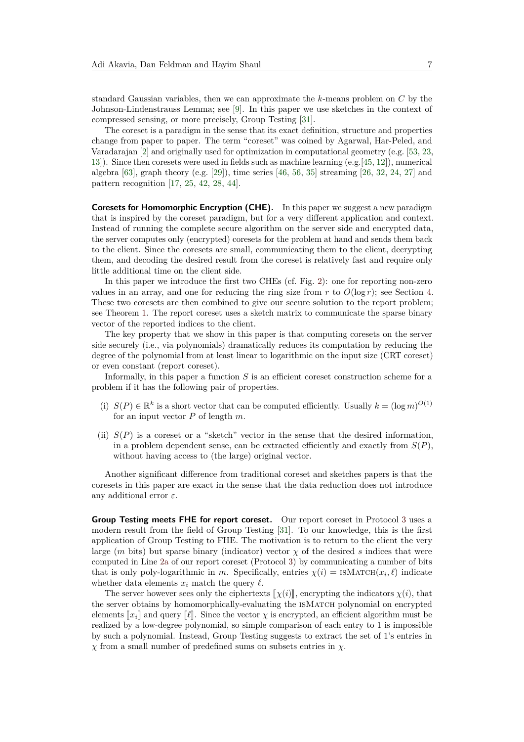standard Gaussian variables, then we can approximate the $k$-means problem on $C$ by the Johnson-Lindenstrauss Lemma; see [9]. In this paper we use sketches in the context of compressed sensing, or more precisely, Group Testing [31].

The coreset is a paradigm in the sense that its exact definition, structure and properties change from paper to paper. The term "coreset" was coined by Agarwal, Har-Peled, and Varadarajan [2] and originally used for optimization in computational geometry (e.g. [53, 23, 13]). Since then coresets were used in fields such as machine learning (e.g.[45, 12]), numerical algebra [63], graph theory (e.g. [29]), time series [46, 56, 35] streaming [26, 32, 24, 27] and pattern recognition [17, 25, 42, 28, 44].

**Coresets for Homomorphic Encryption (CHE).** In this paper we suggest a new paradigm that is inspired by the coreset paradigm, but for a very different application and context. Instead of running the complete secure algorithm on the server side and encrypted data, the server computes only (encrypted) coresets for the problem at hand and sends them back to the client. Since the coresets are small, communicating them to the client, decrypting them, and decoding the desired result from the coreset is relatively fast and require only little additional time on the client side.

In this paper we introduce the first two CHEs (cf. Fig. 2): one for reporting non-zero values in an array, and one for reducing the ring size from $r$ to $O(\log r)$; see Section 4. These two coresets are then combined to give our secure solution to the report problem; see Theorem 1. The report coreset uses a sketch matrix to communicate the sparse binary vector of the reported indices to the client.

The key property that we show in this paper is that computing coresets on the server side securely (i.e., via polynomials) dramatically reduces its computation by reducing the degree of the polynomial from at least linear to logarithmic on the input size (CRT coreset) or even constant (report coreset).

Informally, in this paper a function $S$ is an efficient coreset construction scheme for a problem if it has the following pair of properties.

(i) $S(P) \in \mathbb{R}^k$ is a short vector that can be computed efficiently. Usually $k = (\log m)^{O(1)}$ for an input vector $P$ of length $m$.

(ii) $S(P)$ is a coreset or a "sketch" vector in the sense that the desired information, in a problem dependent sense, can be extracted efficiently and exactly from $S(P)$, without having access to (the large) original vector.

Another significant difference from traditional coreset and sketches papers is that the coresets in this paper are exact in the sense that the data reduction does not introduce any additional error $\varepsilon$.

**Group Testing meets FHE for report coreset.** Our report coreset in Protocol 3 uses a modern result from the field of Group Testing [31]. To our knowledge, this is the first application of Group Testing to FHE. The motivation is to return to the client the very large ($m$ bits) but sparse binary (indicator) vector $\chi$ of the desired $s$ indices that were computed in Line 2a of our report coreset (Protocol 3) by communicating a number of bits that is only poly-logarithmic in $m$. Specifically, entries $\chi(i) = \text{isMatch}(x_i, \ell)$ indicate whether data elements $x_i$ match the query $\ell$.

The server however sees only the ciphertexts $[\![\chi(i)]\!]$, encrypting the indicators $\chi(i)$, that the server obtains by homomorphically-evaluating the isMatch polynomial on encrypted elements $[\![x_i]\!]$ and query $[\![\ell]\!]$. Since the vector $\chi$ is encrypted, an efficient algorithm must be realized by a low-degree polynomial, so simple comparison of each entry to 1 is impossible by such a polynomial. Instead, Group Testing suggests to extract the set of 1's entries in $\chi$ from a small number of predefined sums on subsets entries in $\chi$.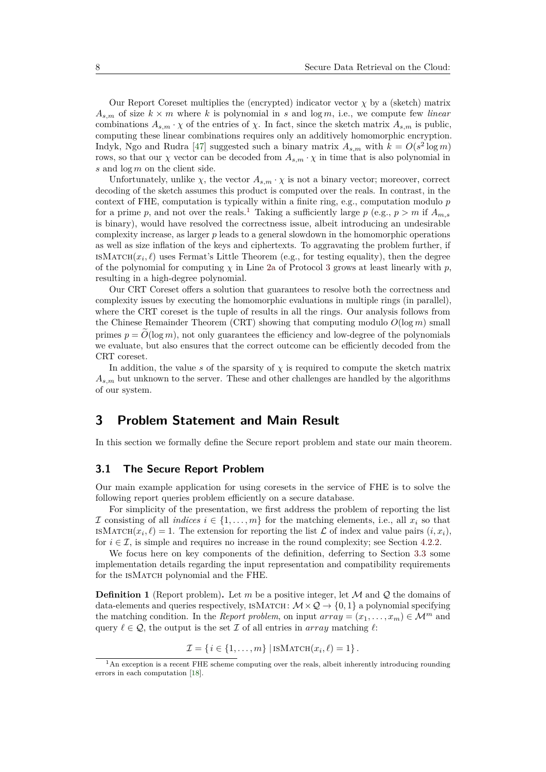Our Report Coreset multiplies the (encrypted) indicator vector $\chi$ by a (sketch) matrix $A_{s,m}$ of size $k \times m$ where $k$ is polynomial in $s$ and $\log m$, i.e., we compute few *linear* combinations $A_{s,m} \cdot \chi$ of the entries of $\chi$. In fact, since the sketch matrix $A_{s,m}$ is public, computing these linear combinations requires only an additively homomorphic encryption. Indyk, Ngo and Rudra [47] suggested such a binary matrix $A_{s,m}$ with $k = O(s^2 \log m)$ rows, so that our $\chi$ vector can be decoded from $A_{s,m} \cdot \chi$ in time that is also polynomial in $s$ and $\log m$ on the client side.

Unfortunately, unlike $\chi$, the vector $A_{s,m} \cdot \chi$ is not a binary vector; moreover, correct decoding of the sketch assumes this product is computed over the reals. In contrast, in the context of FHE, computation is typically within a finite ring, e.g., computation modulo $p$ for a prime $p$, and not over the reals.[1] Taking a sufficiently large $p$ (e.g., $p > m$ if $A_{m,s}$ is binary), would have resolved the correctness issue, albeit introducing an undesirable complexity increase, as larger $p$ leads to a general slowdown in the homomorphic operations as well as size inflation of the keys and ciphertexts. To aggravating the problem further, if $\textsc{isMatch}(x_i, \ell)$ uses Fermat's Little Theorem (e.g., for testing equality), then the degree of the polynomial for computing $\chi$ in Line 2a of Protocol 3 grows at least linearly with $p$, resulting in a high-degree polynomial.

Our CRT Coreset offers a solution that guarantees to resolve both the correctness and complexity issues by executing the homomorphic evaluations in multiple rings (in parallel), where the CRT coreset is the tuple of results in all the rings. Our analysis follows from the Chinese Remainder Theorem (CRT) showing that computing modulo $O(\log m)$ small primes $p = \widetilde{O}(\log m)$, not only guarantees the efficiency and low-degree of the polynomials we evaluate, but also ensures that the correct outcome can be efficiently decoded from the CRT coreset.

In addition, the value $s$ of the sparsity of $\chi$ is required to compute the sketch matrix $A_{s,m}$ but unknown to the server. These and other challenges are handled by the algorithms of our system.

# 3 Problem Statement and Main Result

In this section we formally define the Secure report problem and state our main theorem.

## 3.1 The Secure Report Problem

Our main example application for using coresets in the service of FHE is to solve the following report queries problem efficiently on a secure database.

For simplicity of the presentation, we first address the problem of reporting the list $\mathcal{I}$ consisting of all *indices* $i \in \{1, \dots, m\}$ for the matching elements, i.e., all $x_i$ so that $\textsc{isMatch}(x_i, \ell) = 1$. The extension for reporting the list $\mathcal{L}$ of index and value pairs $(i, x_i)$, for $i \in \mathcal{I}$, is simple and requires no increase in the round complexity; see Section 4.2.2.

We focus here on key components of the definition, deferring to Section 3.3 some implementation details regarding the input representation and compatibility requirements for the $\textsc{isMatch}$ polynomial and the FHE.

**Definition 1** (Report problem)**.** Let $m$ be a positive integer, let $\mathcal{M}$ and $\mathcal{Q}$ the domains of data-elements and queries respectively, $\textsc{isMatch}\colon \mathcal{M} \times \mathcal{Q} \to \{0, 1\}$ a polynomial specifying the matching condition. In the *Report problem*, on input $array = (x_1, \dots, x_m) \in \mathcal{M}^m$ and query $\ell \in \mathcal{Q}$, the output is the set $\mathcal{I}$ of all entries in $array$ matching $\ell$:

$$\mathcal{I} = \{ i \in \{1, \dots, m\} \mid \textsc{isMatch}(x_i, \ell) = 1 \}.$$

[1] An exception is a recent FHE scheme computing over the reals, albeit inherently introducing rounding errors in each computation [18].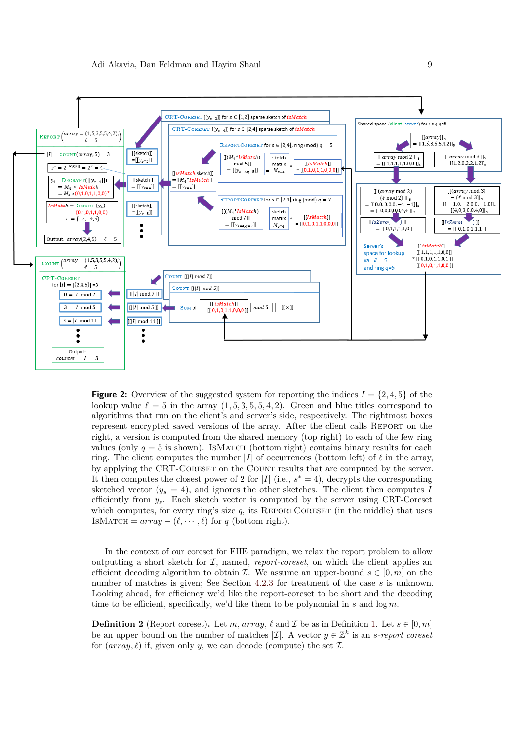**Figure 2:** Overview of the suggested system for reporting the indices $I = \{2, 4, 5\}$ of the lookup value $\ell = 5$ in the array $(1, 5, 3, 5, 5, 4, 2)$. Green and blue titles correspond to algorithms that run on the client's and server's side, respectively. The rightmost boxes represent encrypted saved versions of the array. After the client calls REPORT on the right, a version is computed from the shared memory (top right) to each of the few ring values (only $q = 5$ is shown). ISMATCH (bottom right) contains binary results for each ring. The client computes the number $|I|$ of occurrences (bottom left) of $\ell$ in the array, by applying the CRT-CORESET on the COUNT results that are computed by the server. It then computes the closest power of 2 for $|I|$ (i.e., $s^* = 4$), decrypts the corresponding sketched vector ($y_s = 4$), and ignores the other sketches. The client then computes $I$ efficiently from $y_s$. Each sketch vector is computed by the server using CRT-Coreset which computes, for every ring's size $q$, its REPORTCORESET (in the middle) that uses ISMATCH $= array - (\ell, \cdots, \ell)$ for $q$ (bottom right).

In the context of our coreset for FHE paradigm, we relax the report problem to allow outputting a short sketch for $\mathcal{I}$, named, *report-coreset*, on which the client applies an efficient decoding algorithm to obtain $\mathcal{I}$. We assume an upper-bound $s \in [0, m]$ on the number of matches is given; See Section 4.2.3 for treatment of the case $s$ is unknown. Looking ahead, for efficiency we'd like the report-coreset to be short and the decoding time to be efficient, specifically, we'd like them to be polynomial in $s$ and $\log m$.

**Definition 2** (Report coreset)**.** Let $m$, *array*, $\ell$ and $\mathcal{I}$ be as in Definition 1. Let $s \in [0, m]$ be an upper bound on the number of matches $|\mathcal{I}|$. A vector $y \in \mathbb{Z}^k$ is an *s-report coreset* for $(array, \ell)$ if, given only $y$, we can decode (compute) the set $\mathcal{I}$.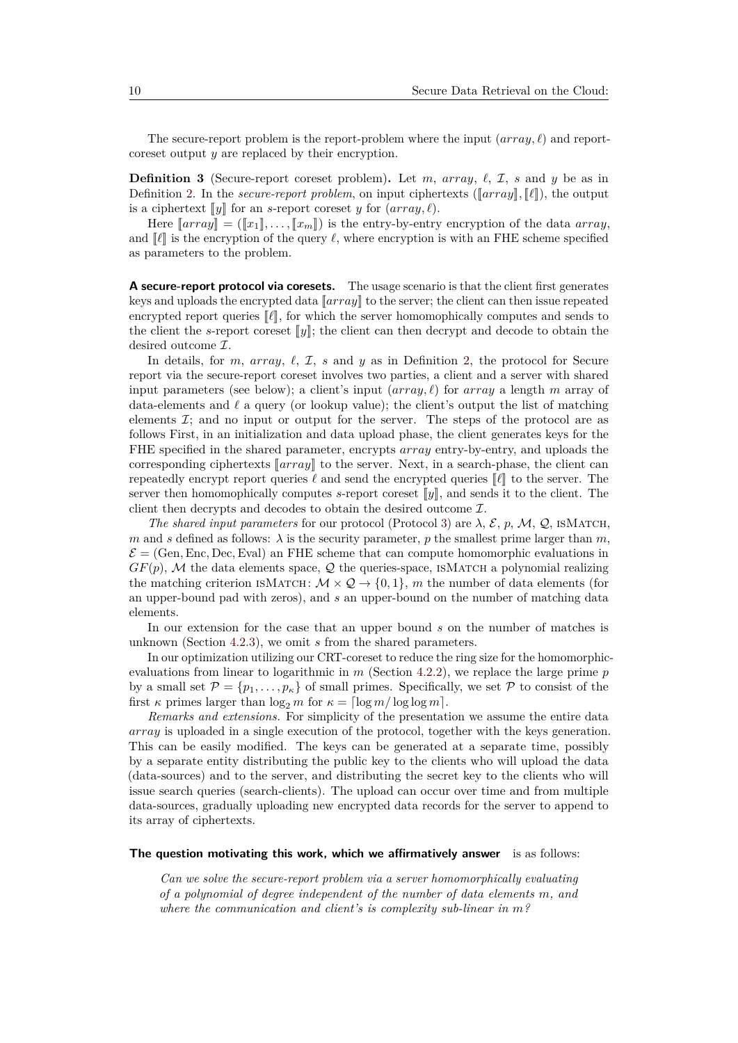The secure-report problem is the report-problem where the input $(array, \ell)$ and report-coreset output $y$ are replaced by their encryption.

**Definition 3** (Secure-report coreset problem)**.** Let $m$, $array$, $\ell$, $\mathcal{I}$, $s$ and $y$ be as in Definition 2. In the *secure-report problem*, on input ciphertexts $(\llbracket array \rrbracket, \llbracket \ell \rrbracket)$, the output is a ciphertext $\llbracket y \rrbracket$ for an $s$-report coreset $y$ for $(array, \ell)$.

Here $\llbracket array \rrbracket = (\llbracket x_1 \rrbracket, \ldots, \llbracket x_m \rrbracket)$ is the entry-by-entry encryption of the data $array$, and $\llbracket \ell \rrbracket$ is the encryption of the query $\ell$, where encryption is with an FHE scheme specified as parameters to the problem.

**A secure-report protocol via coresets.** The usage scenario is that the client first generates keys and uploads the encrypted data $\llbracket array \rrbracket$ to the server; the client can then issue repeated encrypted report queries $\llbracket \ell \rrbracket$, for which the server homomophically computes and sends to the client the $s$-report coreset $\llbracket y \rrbracket$; the client can then decrypt and decode to obtain the desired outcome $\mathcal{I}$.

In details, for $m$, $array$, $\ell$, $\mathcal{I}$, $s$ and $y$ as in Definition 2, the protocol for Secure report via the secure-report coreset involves two parties, a client and a server with shared input parameters (see below); a client's input $(array, \ell)$ for $array$ a length $m$ array of data-elements and $\ell$ a query (or lookup value); the client's output the list of matching elements $\mathcal{I}$; and no input or output for the server. The steps of the protocol are as follows First, in an initialization and data upload phase, the client generates keys for the FHE specified in the shared parameter, encrypts $array$ entry-by-entry, and uploads the corresponding ciphertexts $\llbracket array \rrbracket$ to the server. Next, in a search-phase, the client can repeatedly encrypt report queries $\ell$ and send the encrypted queries $\llbracket \ell \rrbracket$ to the server. The server then homomophically computes $s$-report coreset $\llbracket y \rrbracket$, and sends it to the client. The client then decrypts and decodes to obtain the desired outcome $\mathcal{I}$.

*The shared input parameters* for our protocol (Protocol 3) are $\lambda$, $\mathcal{E}$, $p$, $\mathcal{M}$, $\mathcal{Q}$, isMatch, $m$ and $s$ defined as follows: $\lambda$ is the security parameter, $p$ the smallest prime larger than $m$, $\mathcal{E} = (\mathrm{Gen}, \mathrm{Enc}, \mathrm{Dec}, \mathrm{Eval})$ an FHE scheme that can compute homomorphic evaluations in $GF(p)$, $\mathcal{M}$ the data elements space, $\mathcal{Q}$ the queries-space, isMatch a polynomial realizing the matching criterion isMatch: $\mathcal{M} \times \mathcal{Q} \to \{0, 1\}$, $m$ the number of data elements (for an upper-bound pad with zeros), and $s$ an upper-bound on the number of matching data elements.

In our extension for the case that an upper bound $s$ on the number of matches is unknown (Section 4.2.3), we omit $s$ from the shared parameters.

In our optimization utilizing our CRT-coreset to reduce the ring size for the homomorphic-evaluations from linear to logarithmic in $m$ (Section 4.2.2), we replace the large prime $p$ by a small set $\mathcal{P} = \{p_1, \ldots, p_\kappa\}$ of small primes. Specifically, we set $\mathcal{P}$ to consist of the first $\kappa$ primes larger than $\log_2 m$ for $\kappa = \lceil \log m / \log \log m \rceil$.

*Remarks and extensions.* For simplicity of the presentation we assume the entire data $array$ is uploaded in a single execution of the protocol, together with the keys generation. This can be easily modified. The keys can be generated at a separate time, possibly by a separate entity distributing the public key to the clients who will upload the data (data-sources) and to the server, and distributing the secret key to the clients who will issue search queries (search-clients). The upload can occur over time and from multiple data-sources, gradually uploading new encrypted data records for the server to append to its array of ciphertexts.

**The question motivating this work, which we affirmatively answer** is as follows:

> *Can we solve the secure-report problem via a server homomorphically evaluating of a polynomial of degree independent of the number of data elements $m$, and where the communication and client's is complexity sub-linear in $m$?*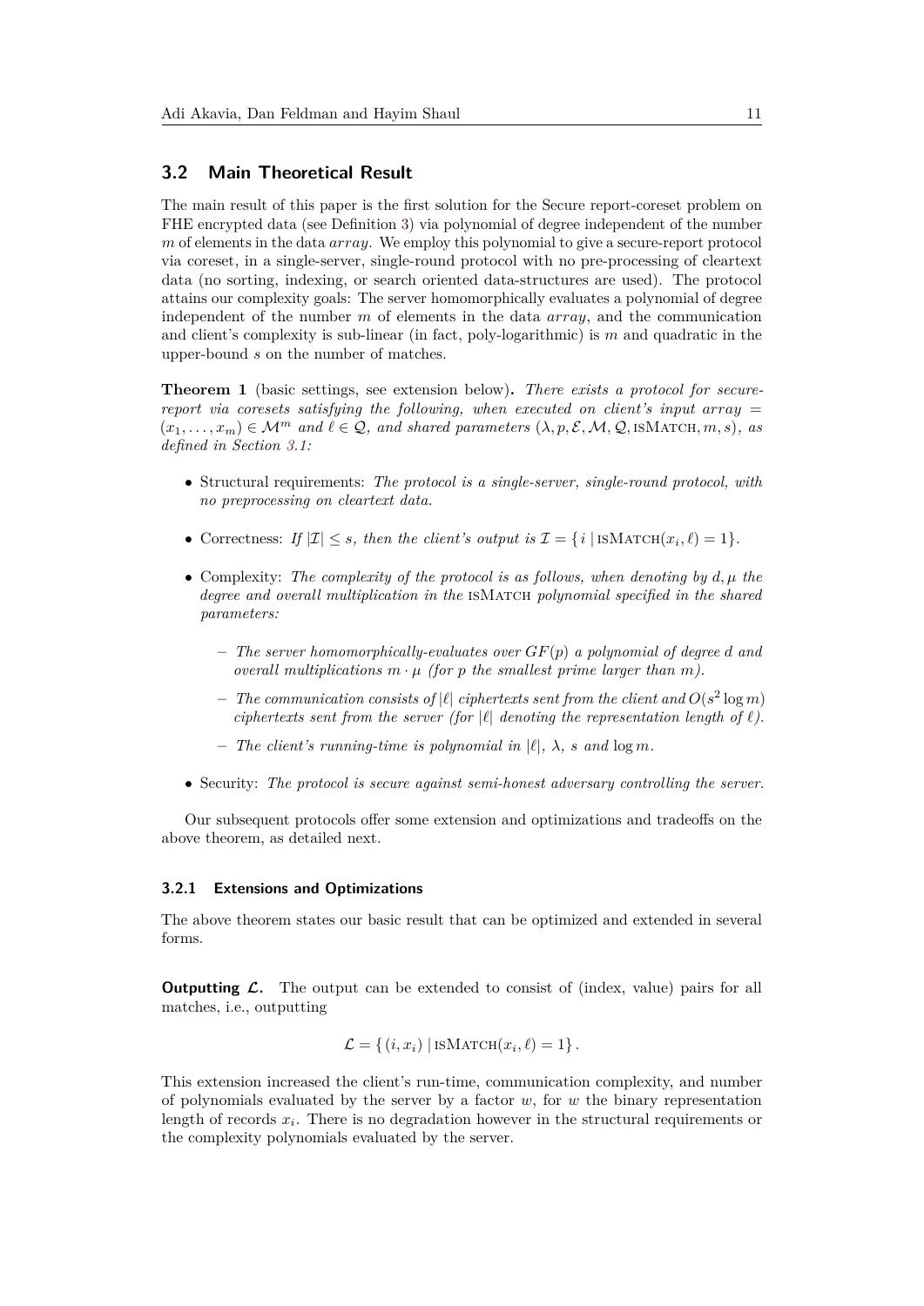## 3.2 Main Theoretical Result

The main result of this paper is the first solution for the Secure report-coreset problem on FHE encrypted data (see Definition 3) via polynomial of degree independent of the number $m$ of elements in the data *array*. We employ this polynomial to give a secure-report protocol via coreset, in a single-server, single-round protocol with no pre-processing of cleartext data (no sorting, indexing, or search oriented data-structures are used). The protocol attains our complexity goals: The server homomorphically evaluates a polynomial of degree independent of the number $m$ of elements in the data *array*, and the communication and client's complexity is sub-linear (in fact, poly-logarithmic) is $m$ and quadratic in the upper-bound $s$ on the number of matches.

**Theorem 1** (basic settings, see extension below)**.** *There exists a protocol for secure-report via coresets satisfying the following, when executed on client's input $array = (x_1, \ldots, x_m) \in \mathcal{M}^m$ and $\ell \in \mathcal{Q}$, and shared parameters $(\lambda, p, \mathcal{E}, \mathcal{M}, \mathcal{Q}, \text{isMatch}, m, s)$, as defined in Section 3.1:*

- Structural requirements: *The protocol is a single-server, single-round protocol, with no preprocessing on cleartext data.*
- Correctness: *If $|\mathcal{I}| \leq s$, then the client's output is $\mathcal{I} = \{ i \mid \text{isMatch}(x_i, \ell) = 1 \}$.*
- Complexity: *The complexity of the protocol is as follows, when denoting by $d, \mu$ the degree and overall multiplication in the* isMatch *polynomial specified in the shared parameters:*
  - *The server homomorphically-evaluates over $GF(p)$ a polynomial of degree $d$ and overall multiplications $m \cdot \mu$ (for $p$ the smallest prime larger than $m$).*
  - *The communication consists of $|\ell|$ ciphertexts sent from the client and $O(s^2 \log m)$ ciphertexts sent from the server (for $|\ell|$ denoting the representation length of $\ell$).*
  - *The client's running-time is polynomial in $|\ell|$, $\lambda$, $s$ and $\log m$.*
- Security: *The protocol is secure against semi-honest adversary controlling the server.*

Our subsequent protocols offer some extension and optimizations and tradeoffs on the above theorem, as detailed next.

### 3.2.1 Extensions and Optimizations

The above theorem states our basic result that can be optimized and extended in several forms.

**Outputting $\mathcal{L}$.** The output can be extended to consist of (index, value) pairs for all matches, i.e., outputting

$$\mathcal{L} = \{ (i, x_i) \mid \text{isMatch}(x_i, \ell) = 1 \}.$$

This extension increased the client's run-time, communication complexity, and number of polynomials evaluated by the server by a factor $w$, for $w$ the binary representation length of records $x_i$. There is no degradation however in the structural requirements or the complexity polynomials evaluated by the server.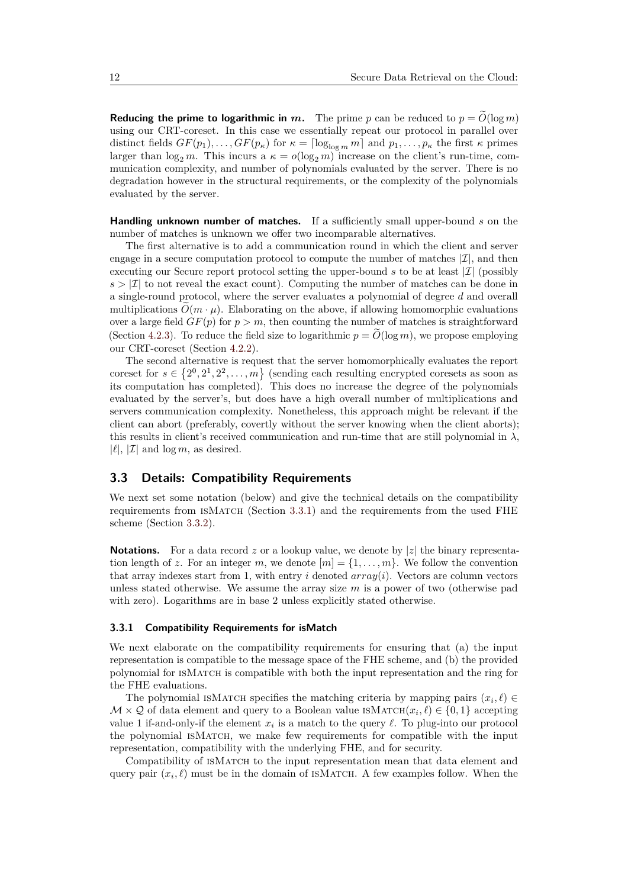**Reducing the prime to logarithmic in $m$.** The prime $p$ can be reduced to $p = \widetilde{O}(\log m)$ using our CRT-coreset. In this case we essentially repeat our protocol in parallel over distinct fields $GF(p_1), \ldots, GF(p_\kappa)$ for $\kappa = \lceil \log_{\log m} m \rceil$ and $p_1, \ldots, p_\kappa$ the first $\kappa$ primes larger than $\log_2 m$. This incurs a $\kappa = o(\log_2 m)$ increase on the client's run-time, communication complexity, and number of polynomials evaluated by the server. There is no degradation however in the structural requirements, or the complexity of the polynomials evaluated by the server.

**Handling unknown number of matches.** If a sufficiently small upper-bound $s$ on the number of matches is unknown we offer two incomparable alternatives.

The first alternative is to add a communication round in which the client and server engage in a secure computation protocol to compute the number of matches $|\mathcal{I}|$, and then executing our Secure report protocol setting the upper-bound $s$ to be at least $|\mathcal{I}|$ (possibly $s > |\mathcal{I}|$ to not reveal the exact count). Computing the number of matches can be done in a single-round protocol, where the server evaluates a polynomial of degree $d$ and overall multiplications $\widetilde{O}(m \cdot \mu)$. Elaborating on the above, if allowing homomorphic evaluations over a large field $GF(p)$ for $p > m$, then counting the number of matches is straightforward (Section 4.2.3). To reduce the field size to logarithmic $p = \widetilde{O}(\log m)$, we propose employing our CRT-coreset (Section 4.2.2).

The second alternative is request that the server homomorphically evaluates the report coreset for $s \in \{2^0, 2^1, 2^2, \ldots, m\}$ (sending each resulting encrypted coresets as soon as its computation has completed). This does no increase the degree of the polynomials evaluated by the server's, but does have a high overall number of multiplications and servers communication complexity. Nonetheless, this approach might be relevant if the client can abort (preferably, covertly without the server knowing when the client aborts); this results in client's received communication and run-time that are still polynomial in $\lambda$, $|\ell|$, $|\mathcal{I}|$ and $\log m$, as desired.

## 3.3 Details: Compatibility Requirements

We next set some notation (below) and give the technical details on the compatibility requirements from isMatch (Section 3.3.1) and the requirements from the used FHE scheme (Section 3.3.2).

**Notations.** For a data record $z$ or a lookup value, we denote by $|z|$ the binary representation length of $z$. For an integer $m$, we denote $[m] = \{1, \ldots, m\}$. We follow the convention that array indexes start from 1, with entry $i$ denoted $array(i)$. Vectors are column vectors unless stated otherwise. We assume the array size $m$ is a power of two (otherwise pad with zero). Logarithms are in base 2 unless explicitly stated otherwise.

### 3.3.1 Compatibility Requirements for isMatch

We next elaborate on the compatibility requirements for ensuring that (a) the input representation is compatible to the message space of the FHE scheme, and (b) the provided polynomial for isMatch is compatible with both the input representation and the ring for the FHE evaluations.

The polynomial isMatch specifies the matching criteria by mapping pairs $(x_i, \ell) \in \mathcal{M} \times \mathcal{Q}$ of data element and query to a Boolean value $\text{isMatch}(x_i, \ell) \in \{0, 1\}$ accepting value 1 if-and-only-if the element $x_i$ is a match to the query $\ell$. To plug-into our protocol the polynomial isMatch, we make few requirements for compatible with the input representation, compatibility with the underlying FHE, and for security.

Compatibility of isMatch to the input representation mean that data element and query pair $(x_i, \ell)$ must be in the domain of isMatch. A few examples follow. When the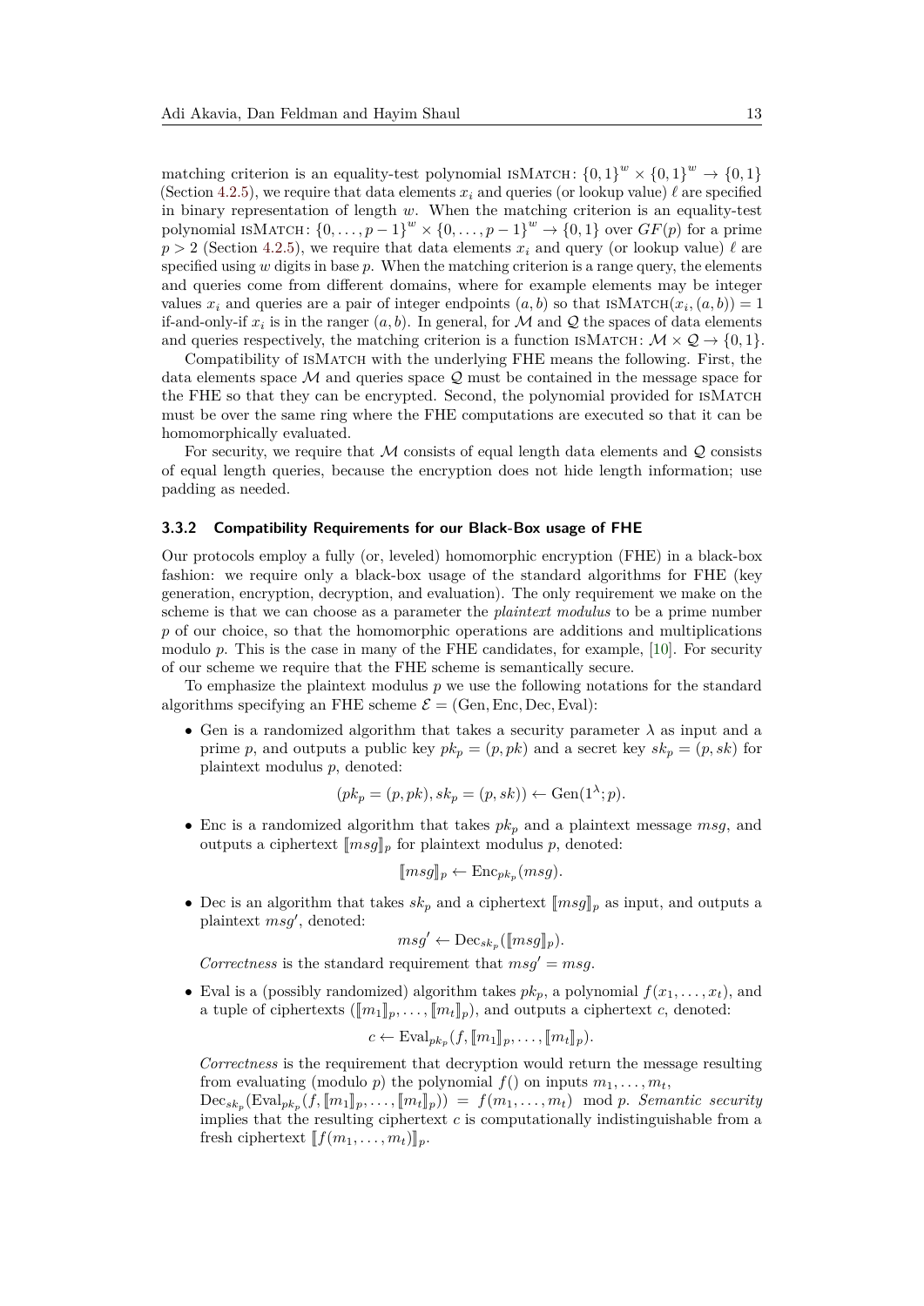matching criterion is an equality-test polynomial isMatch: $\{0,1\}^w \times \{0,1\}^w \to \{0,1\}$ (Section 4.2.5), we require that data elements $x_i$ and queries (or lookup value) $\ell$ are specified in binary representation of length $w$. When the matching criterion is an equality-test polynomial isMatch: $\{0,\dots,p-1\}^w \times \{0,\dots,p-1\}^w \to \{0,1\}$ over $GF(p)$ for a prime $p > 2$ (Section 4.2.5), we require that data elements $x_i$ and query (or lookup value) $\ell$ are specified using $w$ digits in base $p$. When the matching criterion is a range query, the elements and queries come from different domains, where for example elements may be integer values $x_i$ and queries are a pair of integer endpoints $(a,b)$ so that $\text{isMatch}(x_i,(a,b)) = 1$ if-and-only-if $x_i$ is in the ranger $(a,b)$. In general, for $\mathcal{M}$ and $\mathcal{Q}$ the spaces of data elements and queries respectively, the matching criterion is a function isMatch: $\mathcal{M} \times \mathcal{Q} \to \{0,1\}$.

Compatibility of isMatch with the underlying FHE means the following. First, the data elements space $\mathcal{M}$ and queries space $\mathcal{Q}$ must be contained in the message space for the FHE so that they can be encrypted. Second, the polynomial provided for isMatch must be over the same ring where the FHE computations are executed so that it can be homomorphically evaluated.

For security, we require that $\mathcal{M}$ consists of equal length data elements and $\mathcal{Q}$ consists of equal length queries, because the encryption does not hide length information; use padding as needed.

### 3.3.2 Compatibility Requirements for our Black-Box usage of FHE

Our protocols employ a fully (or, leveled) homomorphic encryption (FHE) in a black-box fashion: we require only a black-box usage of the standard algorithms for FHE (key generation, encryption, decryption, and evaluation). The only requirement we make on the scheme is that we can choose as a parameter the *plaintext modulus* to be a prime number $p$ of our choice, so that the homomorphic operations are additions and multiplications modulo $p$. This is the case in many of the FHE candidates, for example, [10]. For security of our scheme we require that the FHE scheme is semantically secure.

To emphasize the plaintext modulus $p$ we use the following notations for the standard algorithms specifying an FHE scheme $\mathcal{E} = (\text{Gen}, \text{Enc}, \text{Dec}, \text{Eval})$:

- Gen is a randomized algorithm that takes a security parameter $\lambda$ as input and a prime $p$, and outputs a public key $pk_p = (p, pk)$ and a secret key $sk_p = (p, sk)$ for plaintext modulus $p$, denoted:

$$(pk_p = (p, pk), sk_p = (p, sk)) \leftarrow \text{Gen}(1^\lambda; p).$$

- Enc is a randomized algorithm that takes $pk_p$ and a plaintext message $msg$, and outputs a ciphertext $[\![msg]\!]_p$ for plaintext modulus $p$, denoted:

$$[\![msg]\!]_p \leftarrow \text{Enc}_{pk_p}(msg).$$

- Dec is an algorithm that takes $sk_p$ and a ciphertext $[\![msg]\!]_p$ as input, and outputs a plaintext $msg'$, denoted:

$$msg' \leftarrow \text{Dec}_{sk_p}([\![msg]\!]_p).$$

  *Correctness* is the standard requirement that $msg' = msg$.

- Eval is a (possibly randomized) algorithm takes $pk_p$, a polynomial $f(x_1,\dots,x_t)$, and a tuple of ciphertexts $([\![m_1]\!]_p,\dots,[\![m_t]\!]_p)$, and outputs a ciphertext $c$, denoted:

$$c \leftarrow \text{Eval}_{pk_p}(f, [\![m_1]\!]_p,\dots,[\![m_t]\!]_p).$$

  *Correctness* is the requirement that decryption would return the message resulting from evaluating (modulo $p$) the polynomial $f()$ on inputs $m_1,\dots,m_t$,
  $\text{Dec}_{sk_p}(\text{Eval}_{pk_p}(f, [\![m_1]\!]_p,\dots,[\![m_t]\!]_p)) = f(m_1,\dots,m_t) \mod p$. *Semantic security* implies that the resulting ciphertext $c$ is computationally indistinguishable from a fresh ciphertext $[\![f(m_1,\dots,m_t)]\!]_p$.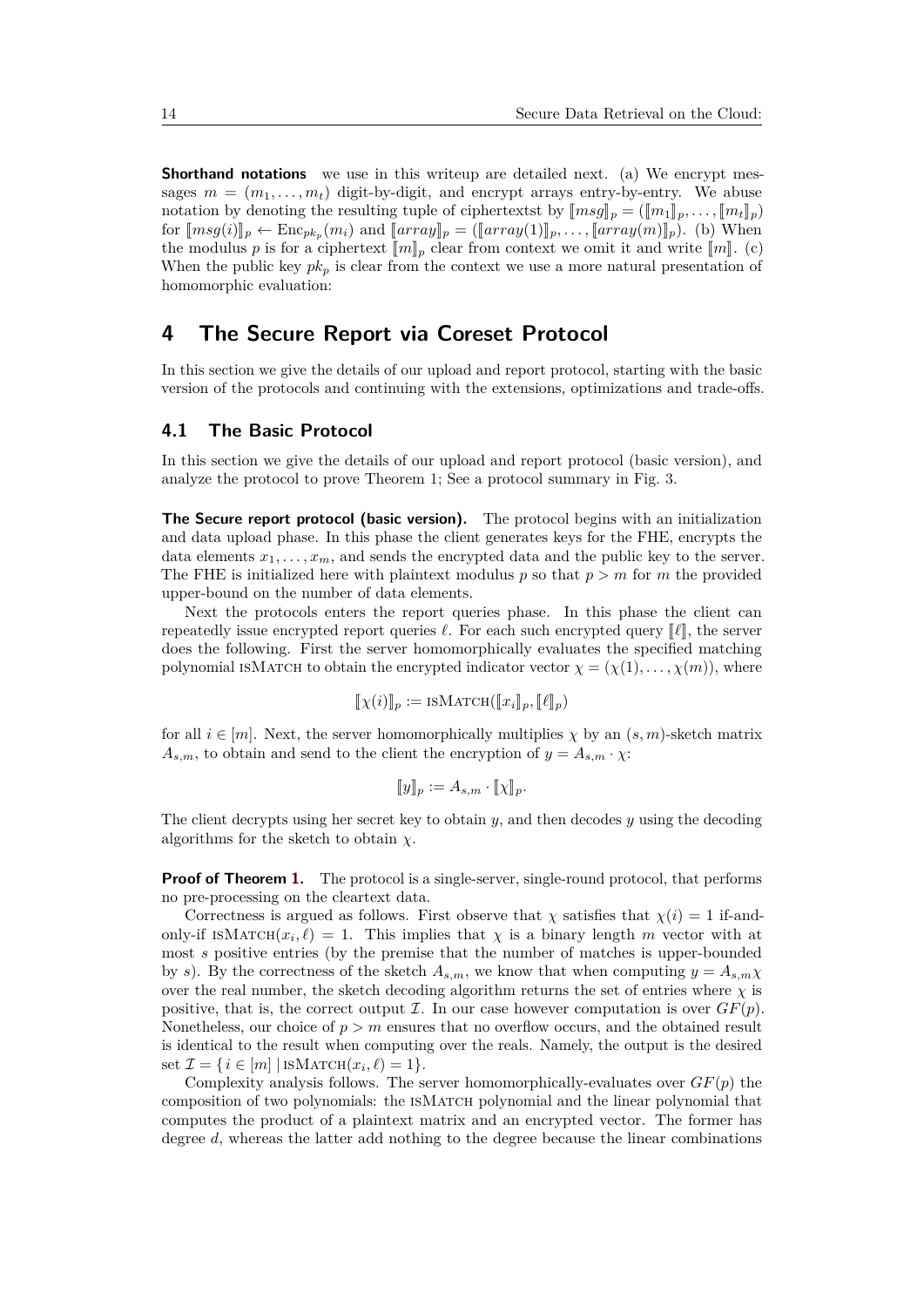**Shorthand notations** we use in this writeup are detailed next. (a) We encrypt messages $m = (m_1, \ldots, m_t)$ digit-by-digit, and encrypt arrays entry-by-entry. We abuse notation by denoting the resulting tuple of ciphertextst by $[\![msg]\!]_p = ([\![m_1]\!]_p, \ldots, [\![m_t]\!]_p)$ for $[\![msg(i)]\!]_p \leftarrow \mathrm{Enc}_{pk_p}(m_i)$ and $[\![array]\!]_p = ([\![array(1)]\!]_p, \ldots, [\![array(m)]\!]_p)$. (b) When the modulus $p$ is for a ciphertext $[\![m]\!]_p$ clear from context we omit it and write $[\![m]\!]$. (c) When the public key $pk_p$ is clear from the context we use a more natural presentation of homomorphic evaluation:

# 4 The Secure Report via Coreset Protocol

In this section we give the details of our upload and report protocol, starting with the basic version of the protocols and continuing with the extensions, optimizations and trade-offs.

## 4.1 The Basic Protocol

In this section we give the details of our upload and report protocol (basic version), and analyze the protocol to prove Theorem 1; See a protocol summary in Fig. 3.

**The Secure report protocol (basic version).** The protocol begins with an initialization and data upload phase. In this phase the client generates keys for the FHE, encrypts the data elements $x_1, \ldots, x_m$, and sends the encrypted data and the public key to the server. The FHE is initialized here with plaintext modulus $p$ so that $p > m$ for $m$ the provided upper-bound on the number of data elements.

Next the protocols enters the report queries phase. In this phase the client can repeatedly issue encrypted report queries $\ell$. For each such encrypted query $[\![\ell]\!]$, the server does the following. First the server homomorphically evaluates the specified matching polynomial isMatch to obtain the encrypted indicator vector $\chi = (\chi(1), \ldots, \chi(m))$, where

$$[\![\chi(i)]\!]_p := \textsc{isMatch}([\![x_i]\!]_p, [\![\ell]\!]_p)$$

for all $i \in [m]$. Next, the server homomorphically multiplies $\chi$ by an $(s, m)$-sketch matrix $A_{s,m}$, to obtain and send to the client the encryption of $y = A_{s,m} \cdot \chi$:

$$[\![y]\!]_p := A_{s,m} \cdot [\![\chi]\!]_p.$$

The client decrypts using her secret key to obtain $y$, and then decodes $y$ using the decoding algorithms for the sketch to obtain $\chi$.

**Proof of Theorem 1.** The protocol is a single-server, single-round protocol, that performs no pre-processing on the cleartext data.

Correctness is argued as follows. First observe that $\chi$ satisfies that $\chi(i) = 1$ if-and-only-if $\textsc{isMatch}(x_i, \ell) = 1$. This implies that $\chi$ is a binary length $m$ vector with at most $s$ positive entries (by the premise that the number of matches is upper-bounded by $s$). By the correctness of the sketch $A_{s,m}$, we know that when computing $y = A_{s,m}\chi$ over the real number, the sketch decoding algorithm returns the set of entries where $\chi$ is positive, that is, the correct output $\mathcal{I}$. In our case however computation is over $GF(p)$. Nonetheless, our choice of $p > m$ ensures that no overflow occurs, and the obtained result is identical to the result when computing over the reals. Namely, the output is the desired set $\mathcal{I} = \{ i \in [m] \mid \textsc{isMatch}(x_i, \ell) = 1 \}$.

Complexity analysis follows. The server homomorphically-evaluates over $GF(p)$ the composition of two polynomials: the isMatch polynomial and the linear polynomial that computes the product of a plaintext matrix and an encrypted vector. The former has degree $d$, whereas the latter add nothing to the degree because the linear combinations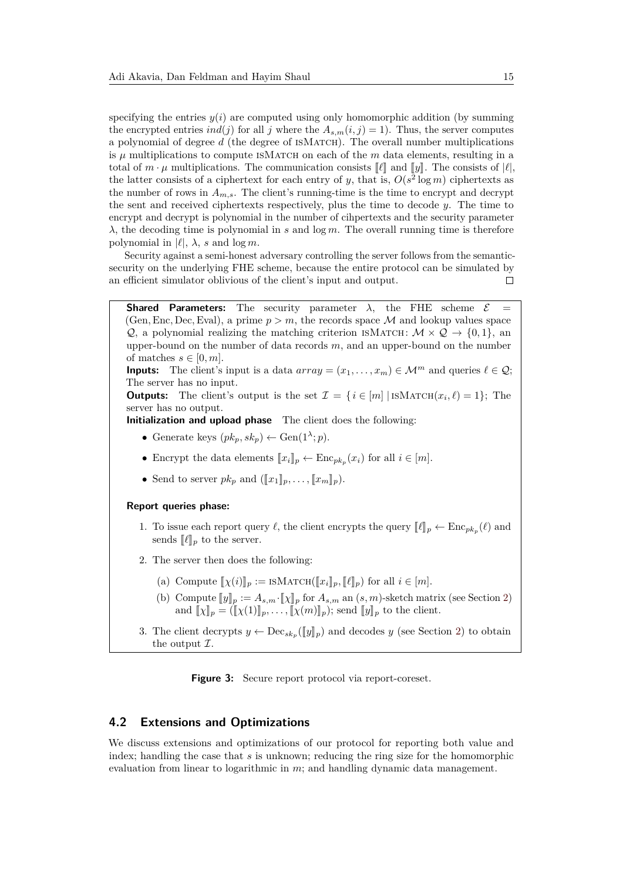specifying the entries $y(i)$ are computed using only homomorphic addition (by summing the encrypted entries $ind(j)$ for all $j$ where the $A_{s,m}(i,j) = 1$). Thus, the server computes a polynomial of degree $d$ (the degree of isMatch). The overall number multiplications is $\mu$ multiplications to compute isMatch on each of the $m$ data elements, resulting in a total of $m \cdot \mu$ multiplications. The communication consists $[\![\ell]\!]$ and $[\![y]\!]$. The consists of $|\ell|$, the latter consists of a ciphertext for each entry of $y$, that is, $O(s^2 \log m)$ ciphertexts as the number of rows in $A_{m,s}$. The client's running-time is the time to encrypt and decrypt the sent and received ciphertexts respectively, plus the time to decode $y$. The time to encrypt and decrypt is polynomial in the number of cihpertexts and the security parameter $\lambda$, the decoding time is polynomial in $s$ and $\log m$. The overall running time is therefore polynomial in $|\ell|$, $\lambda$, $s$ and $\log m$.

Security against a semi-honest adversary controlling the server follows from the semantic-security on the underlying FHE scheme, because the entire protocol can be simulated by an efficient simulator oblivious of the client's input and output. ◻

---

**Shared Parameters:** The security parameter $\lambda$, the FHE scheme $\mathcal{E} = (\text{Gen}, \text{Enc}, \text{Dec}, \text{Eval})$, a prime $p > m$, the records space $\mathcal{M}$ and lookup values space $\mathcal{Q}$, a polynomial realizing the matching criterion isMatch: $\mathcal{M} \times \mathcal{Q} \to \{0, 1\}$, an upper-bound on the number of data records $m$, and an upper-bound on the number of matches $s \in [0, m]$.

**Inputs:** The client's input is a data $array = (x_1, \ldots, x_m) \in \mathcal{M}^m$ and queries $\ell \in \mathcal{Q}$; The server has no input.

**Outputs:** The client's output is the set $\mathcal{I} = \{ i \in [m] \mid \text{isMatch}(x_i, \ell) = 1\}$; The server has no output.

**Initialization and upload phase** The client does the following:

- Generate keys $(pk_p, sk_p) \leftarrow \text{Gen}(1^\lambda; p)$.
- Encrypt the data elements $[\![x_i]\!]_p \leftarrow \text{Enc}_{pk_p}(x_i)$ for all $i \in [m]$.
- Send to server $pk_p$ and $([\![x_1]\!]_p, \ldots, [\![x_m]\!]_p)$.

**Report queries phase:**

1. To issue each report query $\ell$, the client encrypts the query $[\![\ell]\!]_p \leftarrow \text{Enc}_{pk_p}(\ell)$ and sends $[\![\ell]\!]_p$ to the server.
2. The server then does the following:
   (a) Compute $[\![\chi(i)]\!]_p := \text{isMatch}([\![x_i]\!]_p, [\![\ell]\!]_p)$ for all $i \in [m]$.
   (b) Compute $[\![y]\!]_p := A_{s,m} \cdot [\![\chi]\!]_p$ for $A_{s,m}$ an $(s, m)$-sketch matrix (see Section 2) and $[\![\chi]\!]_p = ([\![\chi(1)]\!]_p, \ldots, [\![\chi(m)]\!]_p)$; send $[\![y]\!]_p$ to the client.
3. The client decrypts $y \leftarrow \text{Dec}_{sk_p}([\![y]\!]_p)$ and decodes $y$ (see Section 2) to obtain the output $\mathcal{I}$.

---

**Figure 3:** Secure report protocol via report-coreset.

## 4.2 Extensions and Optimizations

We discuss extensions and optimizations of our protocol for reporting both value and index; handling the case that $s$ is unknown; reducing the ring size for the homomorphic evaluation from linear to logarithmic in $m$; and handling dynamic data management.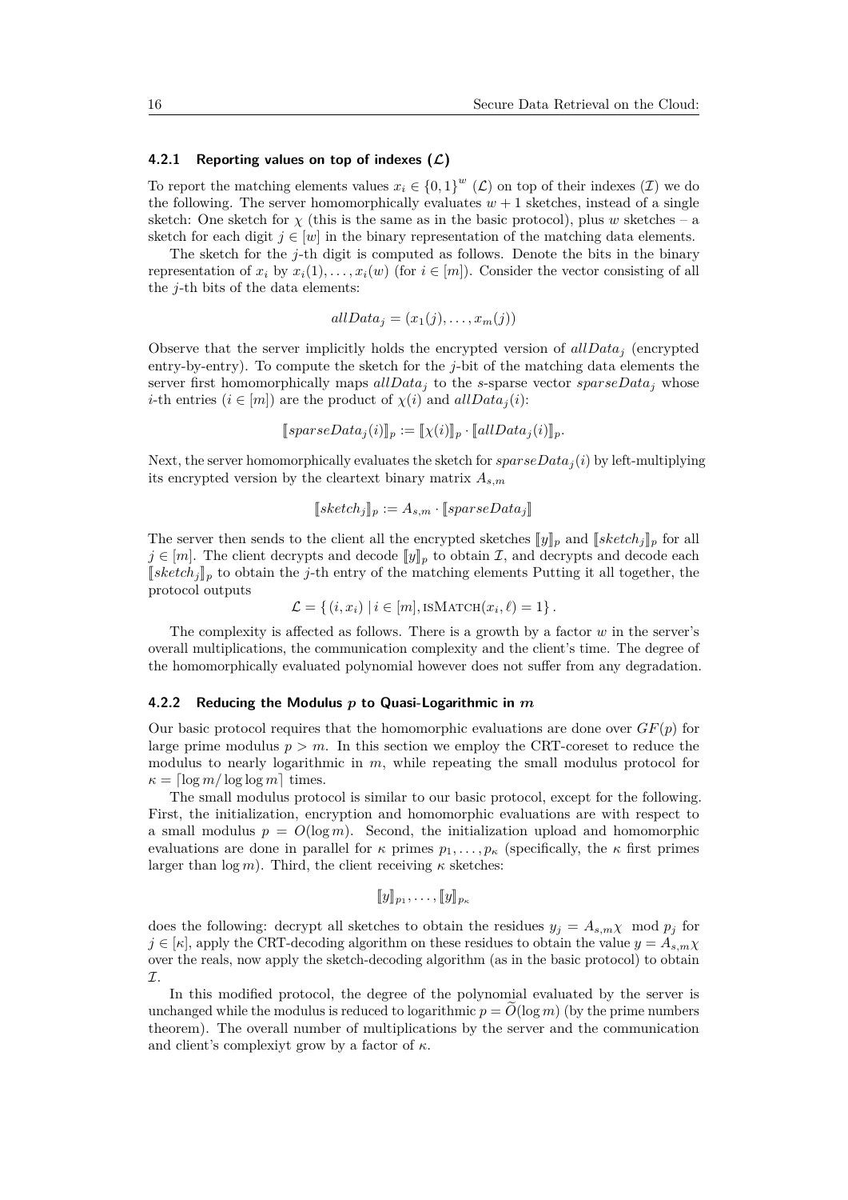### 4.2.1 Reporting values on top of indexes ($\mathcal{L}$)

To report the matching elements values $x_i \in \{0,1\}^w$ ($\mathcal{L}$) on top of their indexes ($\mathcal{I}$) we do the following. The server homomorphically evaluates $w+1$ sketches, instead of a single sketch: One sketch for $\chi$ (this is the same as in the basic protocol), plus $w$ sketches – a sketch for each digit $j \in [w]$ in the binary representation of the matching data elements.

The sketch for the $j$-th digit is computed as follows. Denote the bits in the binary representation of $x_i$ by $x_i(1), \ldots, x_i(w)$ (for $i \in [m]$). Consider the vector consisting of all the $j$-th bits of the data elements:

$$allData_j = (x_1(j), \ldots, x_m(j))$$

Observe that the server implicitly holds the encrypted version of $allData_j$ (encrypted entry-by-entry). To compute the sketch for the $j$-bit of the matching data elements the server first homomorphically maps $allData_j$ to the $s$-sparse vector $sparseData_j$ whose $i$-th entries ($i \in [m]$) are the product of $\chi(i)$ and $allData_j(i)$:

$$[\![sparseData_j(i)]\!]_p := [\![\chi(i)]\!]_p \cdot [\![allData_j(i)]\!]_p.$$

Next, the server homomorphically evaluates the sketch for $sparseData_j(i)$ by left-multiplying its encrypted version by the cleartext binary matrix $A_{s,m}$

$$[\![sketch_j]\!]_p := A_{s,m} \cdot [\![sparseData_j]\!]$$

The server then sends to the client all the encrypted sketches $[\![y]\!]_p$ and $[\![sketch_j]\!]_p$ for all $j \in [m]$. The client decrypts and decode $[\![y]\!]_p$ to obtain $\mathcal{I}$, and decrypts and decode each $[\![sketch_j]\!]_p$ to obtain the $j$-th entry of the matching elements Putting it all together, the protocol outputs

$$\mathcal{L} = \{(i, x_i) \mid i \in [m], \textsc{isMatch}(x_i, \ell) = 1\}.$$

The complexity is affected as follows. There is a growth by a factor $w$ in the server's overall multiplications, the communication complexity and the client's time. The degree of the homomorphically evaluated polynomial however does not suffer from any degradation.

### 4.2.2 Reducing the Modulus $p$ to Quasi-Logarithmic in $m$

Our basic protocol requires that the homomorphic evaluations are done over $GF(p)$ for large prime modulus $p > m$. In this section we employ the CRT-coreset to reduce the modulus to nearly logarithmic in $m$, while repeating the small modulus protocol for $\kappa = \lceil \log m / \log \log m \rceil$ times.

The small modulus protocol is similar to our basic protocol, except for the following. First, the initialization, encryption and homomorphic evaluations are with respect to a small modulus $p = O(\log m)$. Second, the initialization upload and homomorphic evaluations are done in parallel for $\kappa$ primes $p_1, \ldots, p_\kappa$ (specifically, the $\kappa$ first primes larger than $\log m$). Third, the client receiving $\kappa$ sketches:

$$[\![y]\!]_{p_1}, \ldots, [\![y]\!]_{p_\kappa}$$

does the following: decrypt all sketches to obtain the residues $y_j = A_{s,m}\chi \mod p_j$ for $j \in [\kappa]$, apply the CRT-decoding algorithm on these residues to obtain the value $y = A_{s,m}\chi$ over the reals, now apply the sketch-decoding algorithm (as in the basic protocol) to obtain $\mathcal{I}$.

In this modified protocol, the degree of the polynomial evaluated by the server is unchanged while the modulus is reduced to logarithmic $p = \widetilde{O}(\log m)$ (by the prime numbers theorem). The overall number of multiplications by the server and the communication and client's complexiyt grow by a factor of $\kappa$.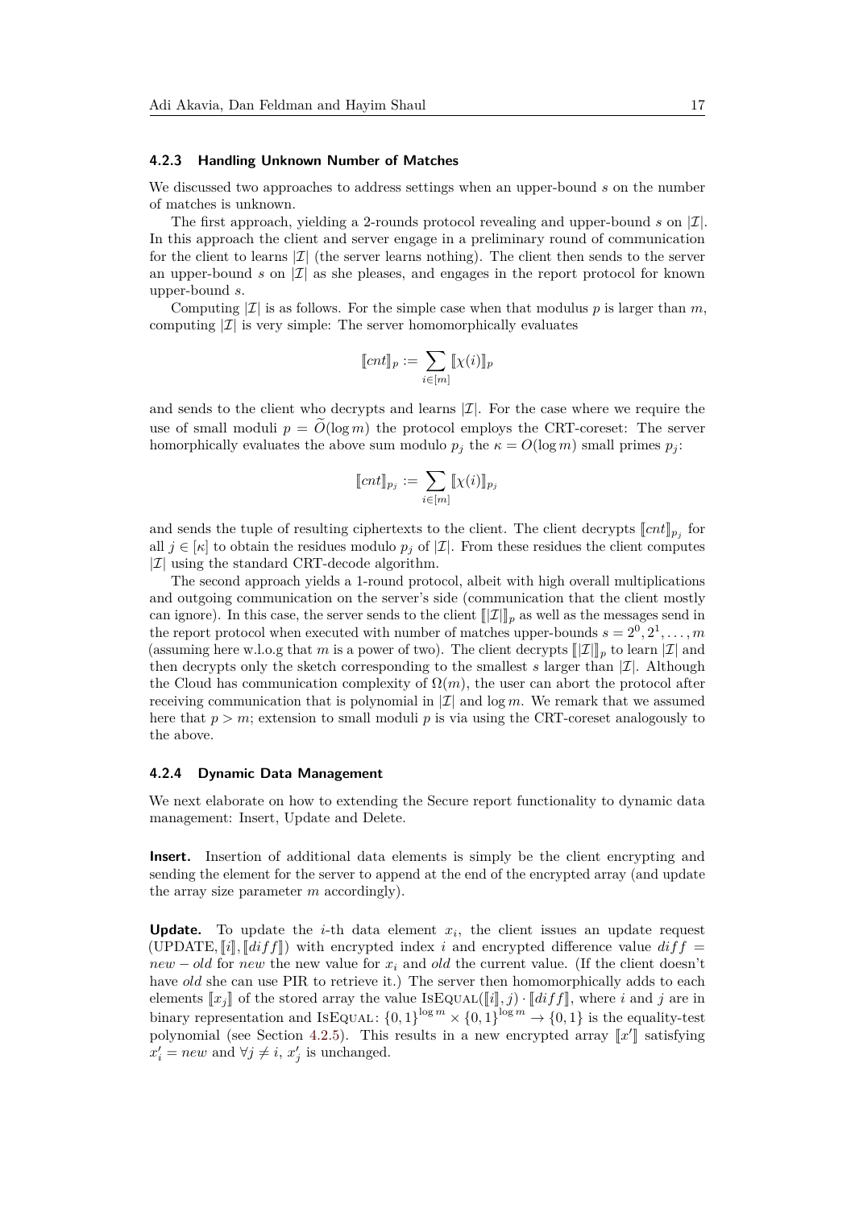#### 4.2.3 Handling Unknown Number of Matches

We discussed two approaches to address settings when an upper-bound $s$ on the number of matches is unknown.

The first approach, yielding a 2-rounds protocol revealing and upper-bound $s$ on $|\mathcal{I}|$. In this approach the client and server engage in a preliminary round of communication for the client to learns $|\mathcal{I}|$ (the server learns nothing). The client then sends to the server an upper-bound $s$ on $|\mathcal{I}|$ as she pleases, and engages in the report protocol for known upper-bound $s$.

Computing $|\mathcal{I}|$ is as follows. For the simple case when that modulus $p$ is larger than $m$, computing $|\mathcal{I}|$ is very simple: The server homomorphically evaluates

$$[\![cnt]\!]_p := \sum_{i \in [m]} [\![\chi(i)]\!]_p$$

and sends to the client who decrypts and learns $|\mathcal{I}|$. For the case where we require the use of small moduli $p = \widetilde{O}(\log m)$ the protocol employs the CRT-coreset: The server homorphically evaluates the above sum modulo $p_j$ the $\kappa = O(\log m)$ small primes $p_j$:

$$[\![cnt]\!]_{p_j} := \sum_{i \in [m]} [\![\chi(i)]\!]_{p_j}$$

and sends the tuple of resulting ciphertexts to the client. The client decrypts $[\![cnt]\!]_{p_j}$ for all $j \in [\kappa]$ to obtain the residues modulo $p_j$ of $|\mathcal{I}|$. From these residues the client computes $|\mathcal{I}|$ using the standard CRT-decode algorithm.

The second approach yields a 1-round protocol, albeit with high overall multiplications and outgoing communication on the server's side (communication that the client mostly can ignore). In this case, the server sends to the client $[\![|\mathcal{I}|]\!]_p$ as well as the messages send in the report protocol when executed with number of matches upper-bounds $s = 2^0, 2^1, \ldots, m$ (assuming here w.l.o.g that $m$ is a power of two). The client decrypts $[\![|\mathcal{I}|]\!]_p$ to learn $|\mathcal{I}|$ and then decrypts only the sketch corresponding to the smallest $s$ larger than $|\mathcal{I}|$. Although the Cloud has communication complexity of $\Omega(m)$, the user can abort the protocol after receiving communication that is polynomial in $|\mathcal{I}|$ and $\log m$. We remark that we assumed here that $p > m$; extension to small moduli $p$ is via using the CRT-coreset analogously to the above.

#### 4.2.4 Dynamic Data Management

We next elaborate on how to extending the Secure report functionality to dynamic data management: Insert, Update and Delete.

**Insert.** Insertion of additional data elements is simply be the client encrypting and sending the element for the server to append at the end of the encrypted array (and update the array size parameter $m$ accordingly).

**Update.** To update the $i$-th data element $x_i$, the client issues an update request (UPDATE, $[\![i]\!]$, $[\![diff]\!]$) with encrypted index $i$ and encrypted difference value $diff = new - old$ for $new$ the new value for $x_i$ and $old$ the current value. (If the client doesn't have $old$ she can use PIR to retrieve it.) The server then homomorphically adds to each elements $[\![x_j]\!]$ of the stored array the value $\textsc{IsEqual}([\![i]\!], j) \cdot [\![diff]\!]$, where $i$ and $j$ are in binary representation and $\textsc{IsEqual}\colon \{0,1\}^{\log m} \times \{0,1\}^{\log m} \to \{0,1\}$ is the equality-test polynomial (see Section 4.2.5). This results in a new encrypted array $[\![x']\!]$ satisfying $x'_i = new$ and $\forall j \neq i$, $x'_j$ is unchanged.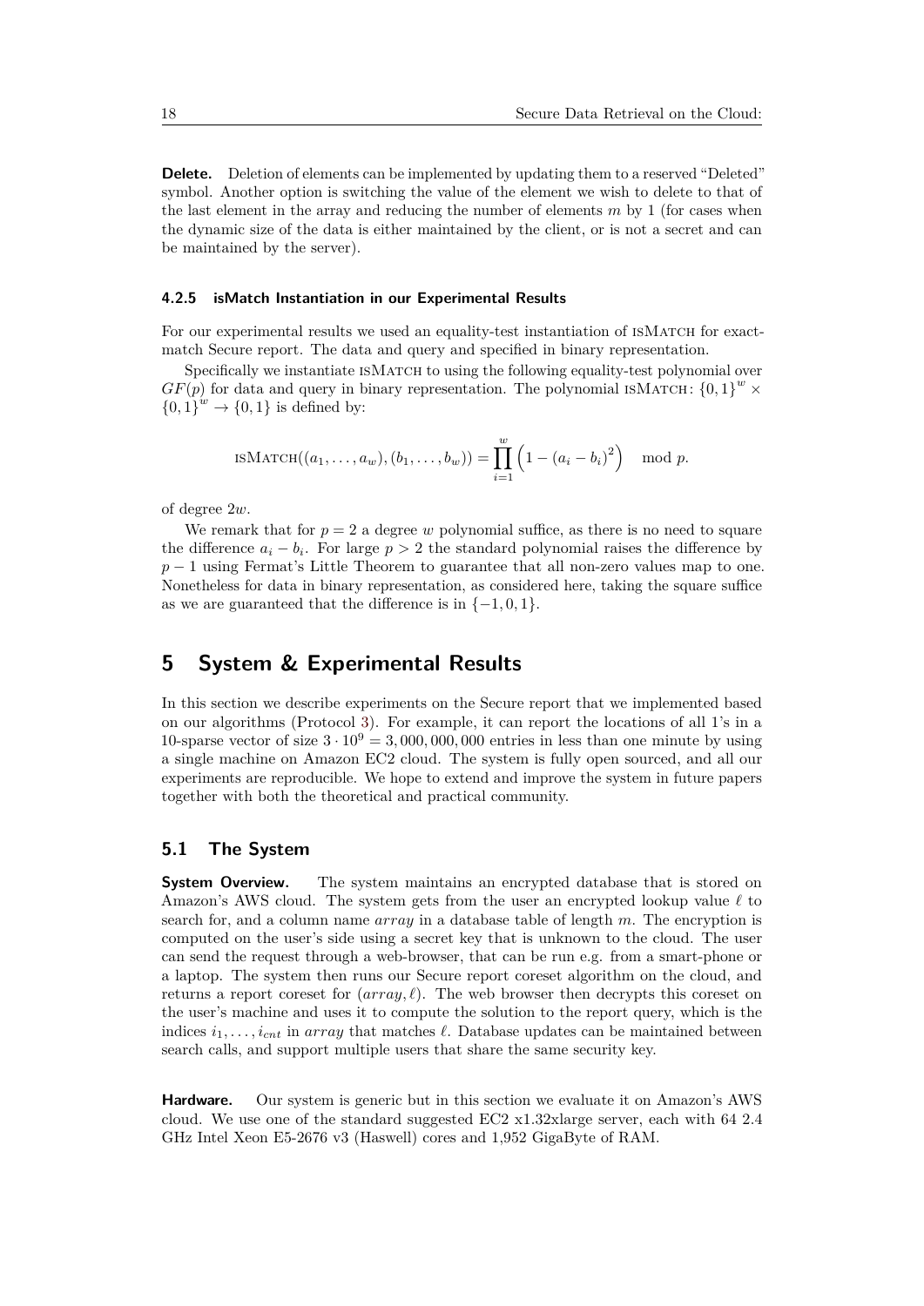**Delete.** Deletion of elements can be implemented by updating them to a reserved "Deleted" symbol. Another option is switching the value of the element we wish to delete to that of the last element in the array and reducing the number of elements $m$ by 1 (for cases when the dynamic size of the data is either maintained by the client, or is not a secret and can be maintained by the server).

#### 4.2.5 isMatch Instantiation in our Experimental Results

For our experimental results we used an equality-test instantiation of isMatch for exact-match Secure report. The data and query and specified in binary representation.

Specifically we instantiate isMatch to using the following equality-test polynomial over $GF(p)$ for data and query in binary representation. The polynomial $\text{isMatch}\colon \{0,1\}^w \times \{0,1\}^w \to \{0,1\}$ is defined by:

$$\text{isMatch}((a_1,\ldots,a_w),(b_1,\ldots,b_w)) = \prod_{i=1}^{w}\left(1-(a_i-b_i)^2\right) \mod p.$$

of degree $2w$.

We remark that for $p=2$ a degree $w$ polynomial suffice, as there is no need to square the difference $a_i - b_i$. For large $p > 2$ the standard polynomial raises the difference by $p-1$ using Fermat's Little Theorem to guarantee that all non-zero values map to one. Nonetheless for data in binary representation, as considered here, taking the square suffice as we are guaranteed that the difference is in $\{-1,0,1\}$.

## 5 System & Experimental Results

In this section we describe experiments on the Secure report that we implemented based on our algorithms (Protocol 3). For example, it can report the locations of all 1's in a 10-sparse vector of size $3 \cdot 10^9 = 3,000,000,000$ entries in less than one minute by using a single machine on Amazon EC2 cloud. The system is fully open sourced, and all our experiments are reproducible. We hope to extend and improve the system in future papers together with both the theoretical and practical community.

### 5.1 The System

**System Overview.** The system maintains an encrypted database that is stored on Amazon's AWS cloud. The system gets from the user an encrypted lookup value $\ell$ to search for, and a column name *array* in a database table of length $m$. The encryption is computed on the user's side using a secret key that is unknown to the cloud. The user can send the request through a web-browser, that can be run e.g. from a smart-phone or a laptop. The system then runs our Secure report coreset algorithm on the cloud, and returns a report coreset for $(array, \ell)$. The web browser then decrypts this coreset on the user's machine and uses it to compute the solution to the report query, which is the indices $i_1, \ldots, i_{cnt}$ in *array* that matches $\ell$. Database updates can be maintained between search calls, and support multiple users that share the same security key.

**Hardware.** Our system is generic but in this section we evaluate it on Amazon's AWS cloud. We use one of the standard suggested EC2 x1.32xlarge server, each with 64 2.4 GHz Intel Xeon E5-2676 v3 (Haswell) cores and 1,952 GigaByte of RAM.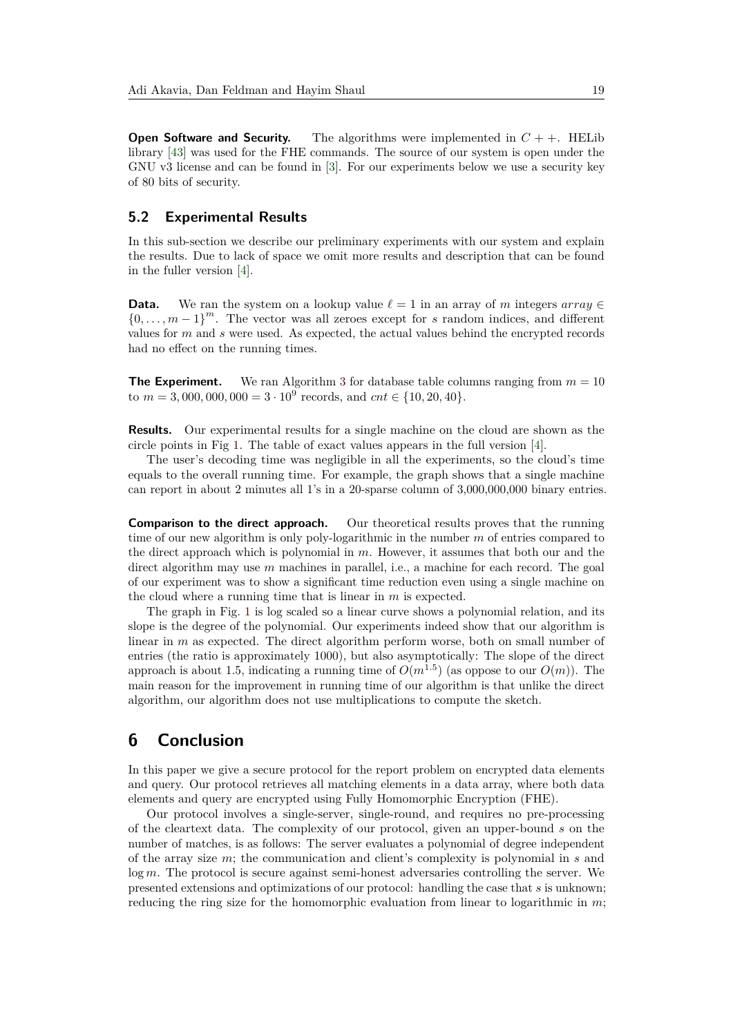**Open Software and Security.** The algorithms were implemented in $C++$. HELib library [43] was used for the FHE commands. The source of our system is open under the GNU v3 license and can be found in [3]. For our experiments below we use a security key of 80 bits of security.

## 5.2 Experimental Results

In this sub-section we describe our preliminary experiments with our system and explain the results. Due to lack of space we omit more results and description that can be found in the fuller version [4].

**Data.** We ran the system on a lookup value $\ell = 1$ in an array of $m$ integers $array \in \{0, \ldots, m-1\}^m$. The vector was all zeroes except for $s$ random indices, and different values for $m$ and $s$ were used. As expected, the actual values behind the encrypted records had no effect on the running times.

**The Experiment.** We ran Algorithm 3 for database table columns ranging from $m = 10$ to $m = 3{,}000{,}000{,}000 = 3 \cdot 10^9$ records, and $cnt \in \{10, 20, 40\}$.

**Results.** Our experimental results for a single machine on the cloud are shown as the circle points in Fig 1. The table of exact values appears in the full version [4].

The user's decoding time was negligible in all the experiments, so the cloud's time equals to the overall running time. For example, the graph shows that a single machine can report in about 2 minutes all 1's in a 20-sparse column of 3,000,000,000 binary entries.

**Comparison to the direct approach.** Our theoretical results proves that the running time of our new algorithm is only poly-logarithmic in the number $m$ of entries compared to the direct approach which is polynomial in $m$. However, it assumes that both our and the direct algorithm may use $m$ machines in parallel, i.e., a machine for each record. The goal of our experiment was to show a significant time reduction even using a single machine on the cloud where a running time that is linear in $m$ is expected.

The graph in Fig. 1 is log scaled so a linear curve shows a polynomial relation, and its slope is the degree of the polynomial. Our experiments indeed show that our algorithm is linear in $m$ as expected. The direct algorithm perform worse, both on small number of entries (the ratio is approximately 1000), but also asymptotically: The slope of the direct approach is about 1.5, indicating a running time of $O(m^{1.5})$ (as oppose to our $O(m)$). The main reason for the improvement in running time of our algorithm is that unlike the direct algorithm, our algorithm does not use multiplications to compute the sketch.

# 6 Conclusion

In this paper we give a secure protocol for the report problem on encrypted data elements and query. Our protocol retrieves all matching elements in a data array, where both data elements and query are encrypted using Fully Homomorphic Encryption (FHE).

Our protocol involves a single-server, single-round, and requires no pre-processing of the cleartext data. The complexity of our protocol, given an upper-bound $s$ on the number of matches, is as follows: The server evaluates a polynomial of degree independent of the array size $m$; the communication and client's complexity is polynomial in $s$ and $\log m$. The protocol is secure against semi-honest adversaries controlling the server. We presented extensions and optimizations of our protocol: handling the case that $s$ is unknown; reducing the ring size for the homomorphic evaluation from linear to logarithmic in $m$;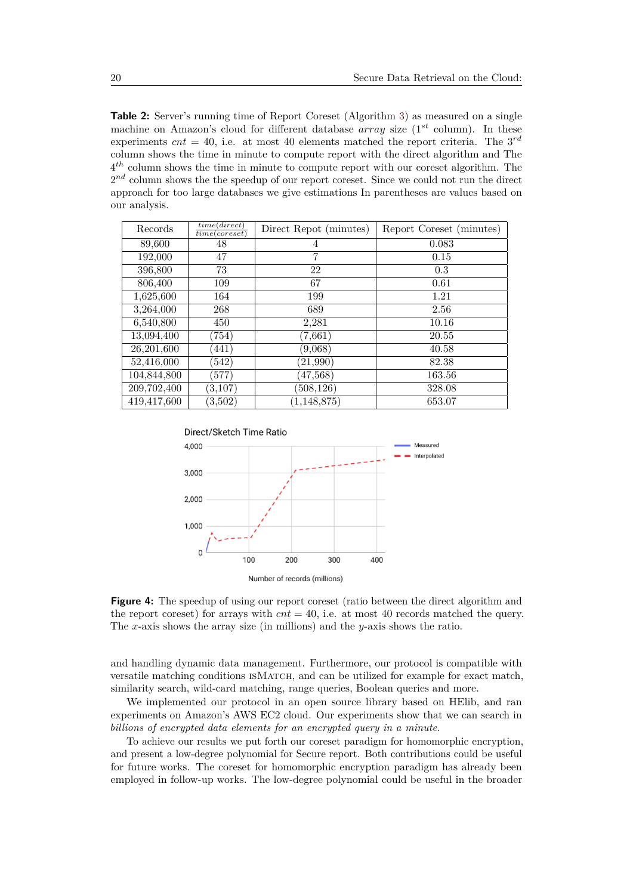**Table 2:** Server's running time of Report Coreset (Algorithm 3) as measured on a single machine on Amazon's cloud for different database *array* size ($1^{st}$ column). In these experiments $cnt$ = 40, i.e. at most 40 elements matched the report criteria. The $3^{rd}$ column shows the time in minute to compute report with the direct algorithm and The $4^{th}$ column shows the time in minute to compute report with our coreset algorithm. The $2^{nd}$ column shows the the speedup of our report coreset. Since we could not run the direct approach for too large databases we give estimations In parentheses are values based on our analysis.

| Records | $\frac{time(direct)}{time(coreset)}$ | Direct Repot (minutes) | Report Coreset (minutes) |
|---|---|---|---|
| 89,600 | 48 | 4 | 0.083 |
| 192,000 | 47 | 7 | 0.15 |
| 396,800 | 73 | 22 | 0.3 |
| 806,400 | 109 | 67 | 0.61 |
| 1,625,600 | 164 | 199 | 1.21 |
| 3,264,000 | 268 | 689 | 2.56 |
| 6,540,800 | 450 | 2,281 | 10.16 |
| 13,094,400 | (754) | (7,661) | 20.55 |
| 26,201,600 | (441) | (9,068) | 40.58 |
| 52,416,000 | (542) | (21,990) | 82.38 |
| 104,844,800 | (577) | (47,568) | 163.56 |
| 209,702,400 | (3,107) | (508,126) | 328.08 |
| 419,417,600 | (3,502) | (1,148,875) | 653.07 |

**Figure 4:** The speedup of using our report coreset (ratio between the direct algorithm and the report coreset) for arrays with $cnt = 40$, i.e. at most 40 records matched the query. The $x$-axis shows the array size (in millions) and the $y$-axis shows the ratio.

and handling dynamic data management. Furthermore, our protocol is compatible with versatile matching conditions ISMATCH, and can be utilized for example for exact match, similarity search, wild-card matching, range queries, Boolean queries and more.

We implemented our protocol in an open source library based on HElib, and ran experiments on Amazon's AWS EC2 cloud. Our experiments show that we can search in *billions of encrypted data elements for an encrypted query in a minute.*

To achieve our results we put forth our coreset paradigm for homomorphic encryption, and present a low-degree polynomial for Secure report. Both contributions could be useful for future works. The coreset for homomorphic encryption paradigm has already been employed in follow-up works. The low-degree polynomial could be useful in the broader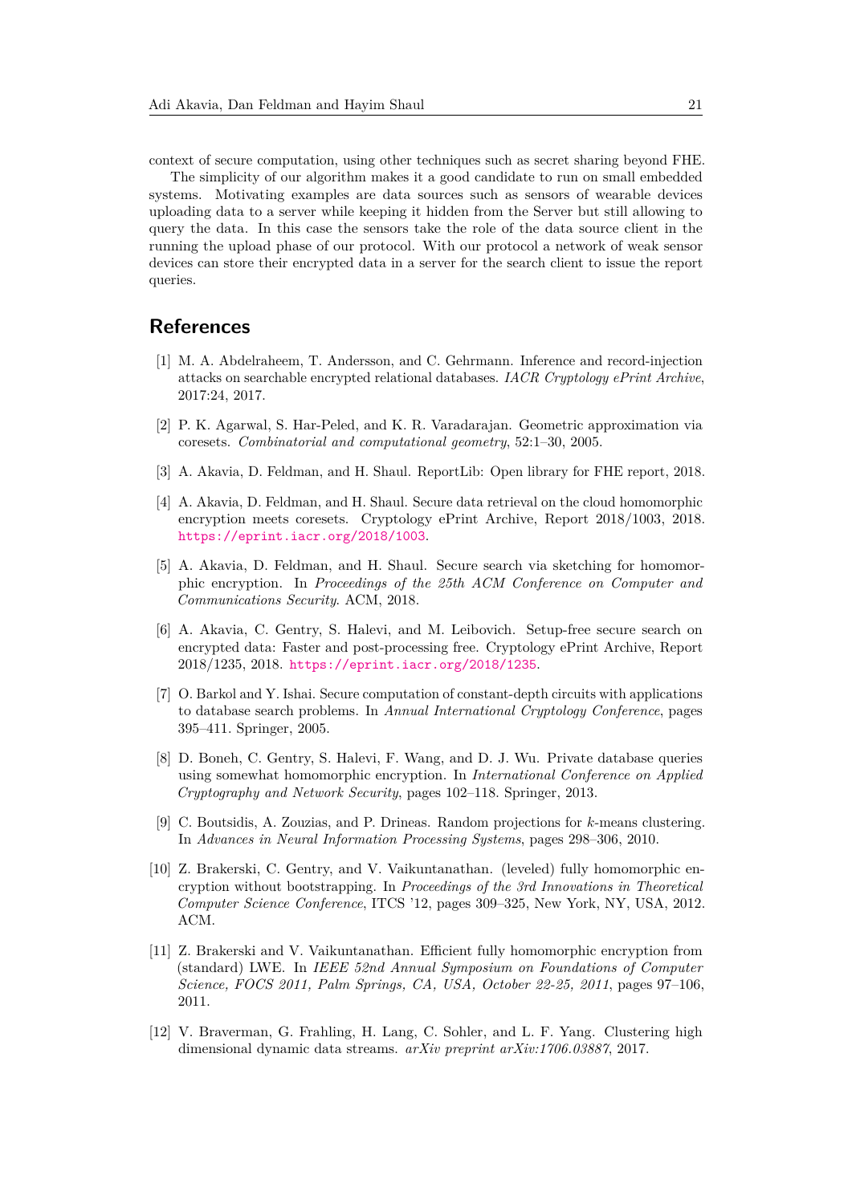context of secure computation, using other techniques such as secret sharing beyond FHE.

The simplicity of our algorithm makes it a good candidate to run on small embedded systems. Motivating examples are data sources such as sensors of wearable devices uploading data to a server while keeping it hidden from the Server but still allowing to query the data. In this case the sensors take the role of the data source client in the running the upload phase of our protocol. With our protocol a network of weak sensor devices can store their encrypted data in a server for the search client to issue the report queries.

## References

[1] M. A. Abdelraheem, T. Andersson, and C. Gehrmann. Inference and record-injection attacks on searchable encrypted relational databases. *IACR Cryptology ePrint Archive*, 2017:24, 2017.

[2] P. K. Agarwal, S. Har-Peled, and K. R. Varadarajan. Geometric approximation via coresets. *Combinatorial and computational geometry*, 52:1–30, 2005.

[3] A. Akavia, D. Feldman, and H. Shaul. ReportLib: Open library for FHE report, 2018.

[4] A. Akavia, D. Feldman, and H. Shaul. Secure data retrieval on the cloud homomorphic encryption meets coresets. Cryptology ePrint Archive, Report 2018/1003, 2018. https://eprint.iacr.org/2018/1003.

[5] A. Akavia, D. Feldman, and H. Shaul. Secure search via sketching for homomorphic encryption. In *Proceedings of the 25th ACM Conference on Computer and Communications Security*. ACM, 2018.

[6] A. Akavia, C. Gentry, S. Halevi, and M. Leibovich. Setup-free secure search on encrypted data: Faster and post-processing free. Cryptology ePrint Archive, Report 2018/1235, 2018. https://eprint.iacr.org/2018/1235.

[7] O. Barkol and Y. Ishai. Secure computation of constant-depth circuits with applications to database search problems. In *Annual International Cryptology Conference*, pages 395–411. Springer, 2005.

[8] D. Boneh, C. Gentry, S. Halevi, F. Wang, and D. J. Wu. Private database queries using somewhat homomorphic encryption. In *International Conference on Applied Cryptography and Network Security*, pages 102–118. Springer, 2013.

[9] C. Boutsidis, A. Zouzias, and P. Drineas. Random projections for $k$-means clustering. In *Advances in Neural Information Processing Systems*, pages 298–306, 2010.

[10] Z. Brakerski, C. Gentry, and V. Vaikuntanathan. (leveled) fully homomorphic encryption without bootstrapping. In *Proceedings of the 3rd Innovations in Theoretical Computer Science Conference*, ITCS '12, pages 309–325, New York, NY, USA, 2012. ACM.

[11] Z. Brakerski and V. Vaikuntanathan. Efficient fully homomorphic encryption from (standard) LWE. In *IEEE 52nd Annual Symposium on Foundations of Computer Science, FOCS 2011, Palm Springs, CA, USA, October 22-25, 2011*, pages 97–106, 2011.

[12] V. Braverman, G. Frahling, H. Lang, C. Sohler, and L. F. Yang. Clustering high dimensional dynamic data streams. *arXiv preprint arXiv:1706.03887*, 2017.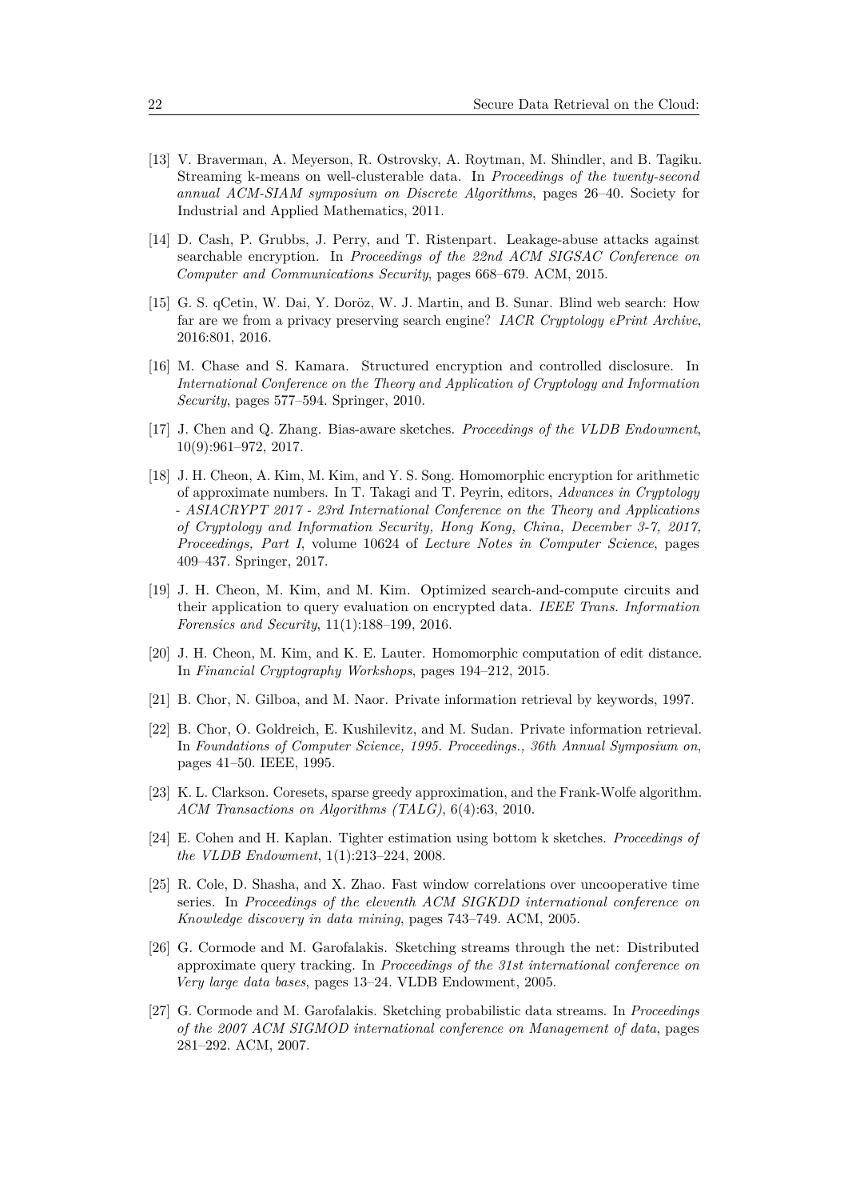[13] V. Braverman, A. Meyerson, R. Ostrovsky, A. Roytman, M. Shindler, and B. Tagiku. Streaming k-means on well-clusterable data. In *Proceedings of the twenty-second annual ACM-SIAM symposium on Discrete Algorithms*, pages 26–40. Society for Industrial and Applied Mathematics, 2011.

[14] D. Cash, P. Grubbs, J. Perry, and T. Ristenpart. Leakage-abuse attacks against searchable encryption. In *Proceedings of the 22nd ACM SIGSAC Conference on Computer and Communications Security*, pages 668–679. ACM, 2015.

[15] G. S. qCetin, W. Dai, Y. Doröz, W. J. Martin, and B. Sunar. Blind web search: How far are we from a privacy preserving search engine? *IACR Cryptology ePrint Archive*, 2016:801, 2016.

[16] M. Chase and S. Kamara. Structured encryption and controlled disclosure. In *International Conference on the Theory and Application of Cryptology and Information Security*, pages 577–594. Springer, 2010.

[17] J. Chen and Q. Zhang. Bias-aware sketches. *Proceedings of the VLDB Endowment*, 10(9):961–972, 2017.

[18] J. H. Cheon, A. Kim, M. Kim, and Y. S. Song. Homomorphic encryption for arithmetic of approximate numbers. In T. Takagi and T. Peyrin, editors, *Advances in Cryptology - ASIACRYPT 2017 - 23rd International Conference on the Theory and Applications of Cryptology and Information Security, Hong Kong, China, December 3-7, 2017, Proceedings, Part I*, volume 10624 of *Lecture Notes in Computer Science*, pages 409–437. Springer, 2017.

[19] J. H. Cheon, M. Kim, and M. Kim. Optimized search-and-compute circuits and their application to query evaluation on encrypted data. *IEEE Trans. Information Forensics and Security*, 11(1):188–199, 2016.

[20] J. H. Cheon, M. Kim, and K. E. Lauter. Homomorphic computation of edit distance. In *Financial Cryptography Workshops*, pages 194–212, 2015.

[21] B. Chor, N. Gilboa, and M. Naor. Private information retrieval by keywords, 1997.

[22] B. Chor, O. Goldreich, E. Kushilevitz, and M. Sudan. Private information retrieval. In *Foundations of Computer Science, 1995. Proceedings., 36th Annual Symposium on*, pages 41–50. IEEE, 1995.

[23] K. L. Clarkson. Coresets, sparse greedy approximation, and the Frank-Wolfe algorithm. *ACM Transactions on Algorithms (TALG)*, 6(4):63, 2010.

[24] E. Cohen and H. Kaplan. Tighter estimation using bottom k sketches. *Proceedings of the VLDB Endowment*, 1(1):213–224, 2008.

[25] R. Cole, D. Shasha, and X. Zhao. Fast window correlations over uncooperative time series. In *Proceedings of the eleventh ACM SIGKDD international conference on Knowledge discovery in data mining*, pages 743–749. ACM, 2005.

[26] G. Cormode and M. Garofalakis. Sketching streams through the net: Distributed approximate query tracking. In *Proceedings of the 31st international conference on Very large data bases*, pages 13–24. VLDB Endowment, 2005.

[27] G. Cormode and M. Garofalakis. Sketching probabilistic data streams. In *Proceedings of the 2007 ACM SIGMOD international conference on Management of data*, pages 281–292. ACM, 2007.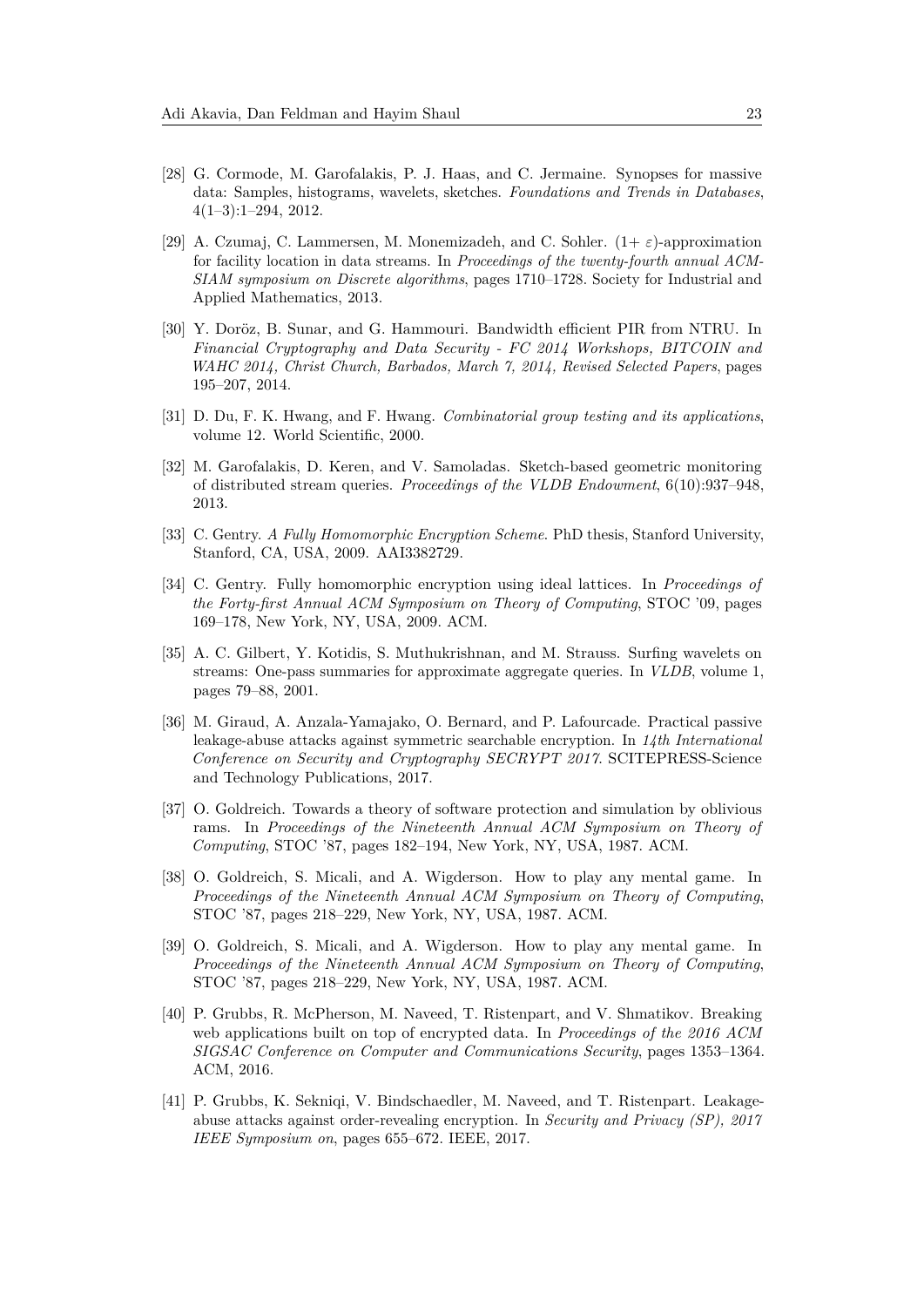- [28] G. Cormode, M. Garofalakis, P. J. Haas, and C. Jermaine. Synopses for massive data: Samples, histograms, wavelets, sketches. *Foundations and Trends in Databases*, 4(1–3):1–294, 2012.
- [29] A. Czumaj, C. Lammersen, M. Monemizadeh, and C. Sohler. $(1+\varepsilon)$-approximation for facility location in data streams. In *Proceedings of the twenty-fourth annual ACM-SIAM symposium on Discrete algorithms*, pages 1710–1728. Society for Industrial and Applied Mathematics, 2013.
- [30] Y. Doröz, B. Sunar, and G. Hammouri. Bandwidth efficient PIR from NTRU. In *Financial Cryptography and Data Security - FC 2014 Workshops, BITCOIN and WAHC 2014, Christ Church, Barbados, March 7, 2014, Revised Selected Papers*, pages 195–207, 2014.
- [31] D. Du, F. K. Hwang, and F. Hwang. *Combinatorial group testing and its applications*, volume 12. World Scientific, 2000.
- [32] M. Garofalakis, D. Keren, and V. Samoladas. Sketch-based geometric monitoring of distributed stream queries. *Proceedings of the VLDB Endowment*, 6(10):937–948, 2013.
- [33] C. Gentry. *A Fully Homomorphic Encryption Scheme*. PhD thesis, Stanford University, Stanford, CA, USA, 2009. AAI3382729.
- [34] C. Gentry. Fully homomorphic encryption using ideal lattices. In *Proceedings of the Forty-first Annual ACM Symposium on Theory of Computing*, STOC '09, pages 169–178, New York, NY, USA, 2009. ACM.
- [35] A. C. Gilbert, Y. Kotidis, S. Muthukrishnan, and M. Strauss. Surfing wavelets on streams: One-pass summaries for approximate aggregate queries. In *VLDB*, volume 1, pages 79–88, 2001.
- [36] M. Giraud, A. Anzala-Yamajako, O. Bernard, and P. Lafourcade. Practical passive leakage-abuse attacks against symmetric searchable encryption. In *14th International Conference on Security and Cryptography SECRYPT 2017*. SCITEPRESS-Science and Technology Publications, 2017.
- [37] O. Goldreich. Towards a theory of software protection and simulation by oblivious rams. In *Proceedings of the Nineteenth Annual ACM Symposium on Theory of Computing*, STOC '87, pages 182–194, New York, NY, USA, 1987. ACM.
- [38] O. Goldreich, S. Micali, and A. Wigderson. How to play any mental game. In *Proceedings of the Nineteenth Annual ACM Symposium on Theory of Computing*, STOC '87, pages 218–229, New York, NY, USA, 1987. ACM.
- [39] O. Goldreich, S. Micali, and A. Wigderson. How to play any mental game. In *Proceedings of the Nineteenth Annual ACM Symposium on Theory of Computing*, STOC '87, pages 218–229, New York, NY, USA, 1987. ACM.
- [40] P. Grubbs, R. McPherson, M. Naveed, T. Ristenpart, and V. Shmatikov. Breaking web applications built on top of encrypted data. In *Proceedings of the 2016 ACM SIGSAC Conference on Computer and Communications Security*, pages 1353–1364. ACM, 2016.
- [41] P. Grubbs, K. Sekniqi, V. Bindschaedler, M. Naveed, and T. Ristenpart. Leakage-abuse attacks against order-revealing encryption. In *Security and Privacy (SP), 2017 IEEE Symposium on*, pages 655–672. IEEE, 2017.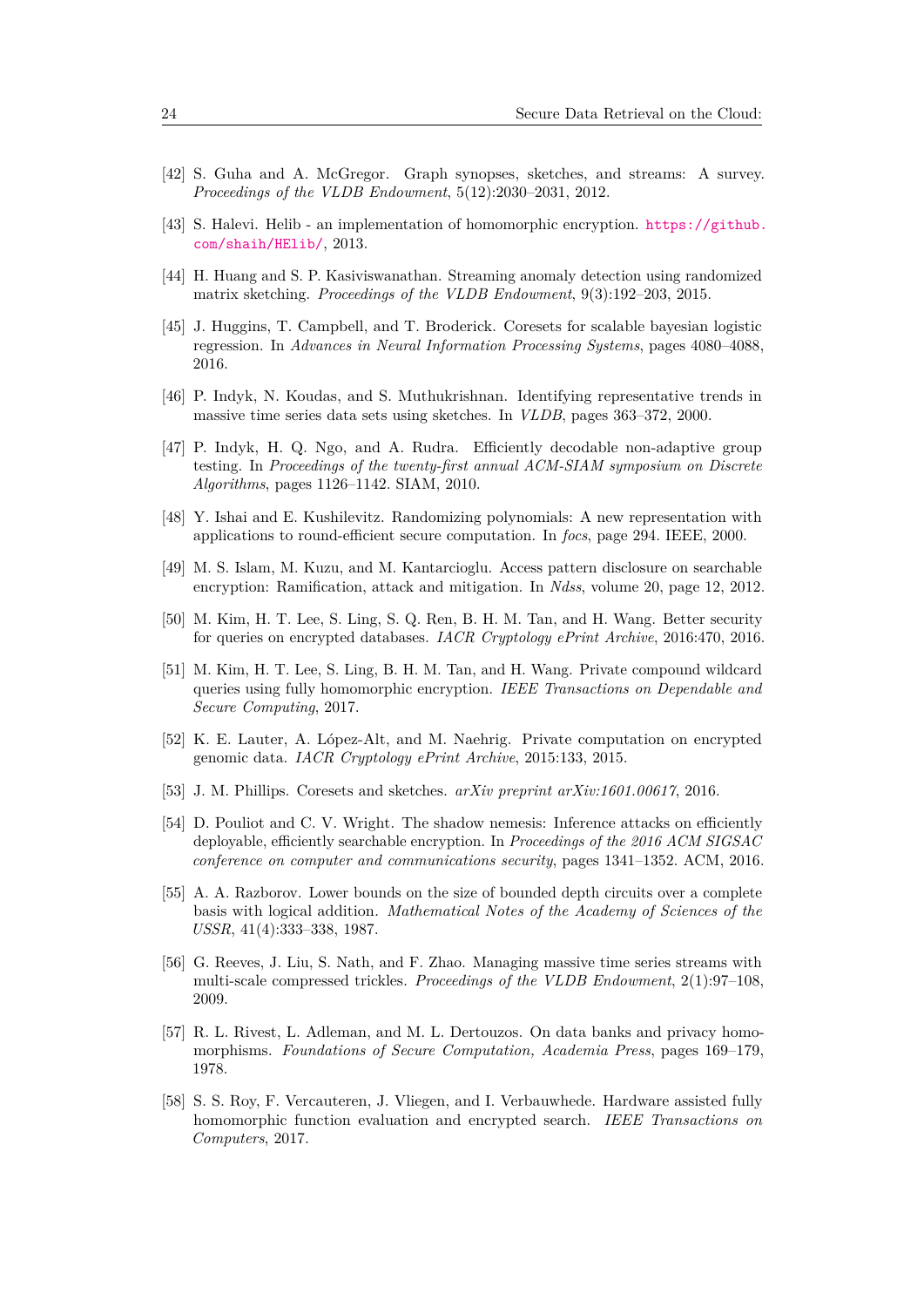[42] S. Guha and A. McGregor. Graph synopses, sketches, and streams: A survey. *Proceedings of the VLDB Endowment*, 5(12):2030–2031, 2012.

[43] S. Halevi. Helib - an implementation of homomorphic encryption. https://github.com/shaih/HElib/, 2013.

[44] H. Huang and S. P. Kasiviswanathan. Streaming anomaly detection using randomized matrix sketching. *Proceedings of the VLDB Endowment*, 9(3):192–203, 2015.

[45] J. Huggins, T. Campbell, and T. Broderick. Coresets for scalable bayesian logistic regression. In *Advances in Neural Information Processing Systems*, pages 4080–4088, 2016.

[46] P. Indyk, N. Koudas, and S. Muthukrishnan. Identifying representative trends in massive time series data sets using sketches. In *VLDB*, pages 363–372, 2000.

[47] P. Indyk, H. Q. Ngo, and A. Rudra. Efficiently decodable non-adaptive group testing. In *Proceedings of the twenty-first annual ACM-SIAM symposium on Discrete Algorithms*, pages 1126–1142. SIAM, 2010.

[48] Y. Ishai and E. Kushilevitz. Randomizing polynomials: A new representation with applications to round-efficient secure computation. In *focs*, page 294. IEEE, 2000.

[49] M. S. Islam, M. Kuzu, and M. Kantarcioglu. Access pattern disclosure on searchable encryption: Ramification, attack and mitigation. In *Ndss*, volume 20, page 12, 2012.

[50] M. Kim, H. T. Lee, S. Ling, S. Q. Ren, B. H. M. Tan, and H. Wang. Better security for queries on encrypted databases. *IACR Cryptology ePrint Archive*, 2016:470, 2016.

[51] M. Kim, H. T. Lee, S. Ling, B. H. M. Tan, and H. Wang. Private compound wildcard queries using fully homomorphic encryption. *IEEE Transactions on Dependable and Secure Computing*, 2017.

[52] K. E. Lauter, A. López-Alt, and M. Naehrig. Private computation on encrypted genomic data. *IACR Cryptology ePrint Archive*, 2015:133, 2015.

[53] J. M. Phillips. Coresets and sketches. *arXiv preprint arXiv:1601.00617*, 2016.

[54] D. Pouliot and C. V. Wright. The shadow nemesis: Inference attacks on efficiently deployable, efficiently searchable encryption. In *Proceedings of the 2016 ACM SIGSAC conference on computer and communications security*, pages 1341–1352. ACM, 2016.

[55] A. A. Razborov. Lower bounds on the size of bounded depth circuits over a complete basis with logical addition. *Mathematical Notes of the Academy of Sciences of the USSR*, 41(4):333–338, 1987.

[56] G. Reeves, J. Liu, S. Nath, and F. Zhao. Managing massive time series streams with multi-scale compressed trickles. *Proceedings of the VLDB Endowment*, 2(1):97–108, 2009.

[57] R. L. Rivest, L. Adleman, and M. L. Dertouzos. On data banks and privacy homomorphisms. *Foundations of Secure Computation, Academia Press*, pages 169–179, 1978.

[58] S. S. Roy, F. Vercauteren, J. Vliegen, and I. Verbauwhede. Hardware assisted fully homomorphic function evaluation and encrypted search. *IEEE Transactions on Computers*, 2017.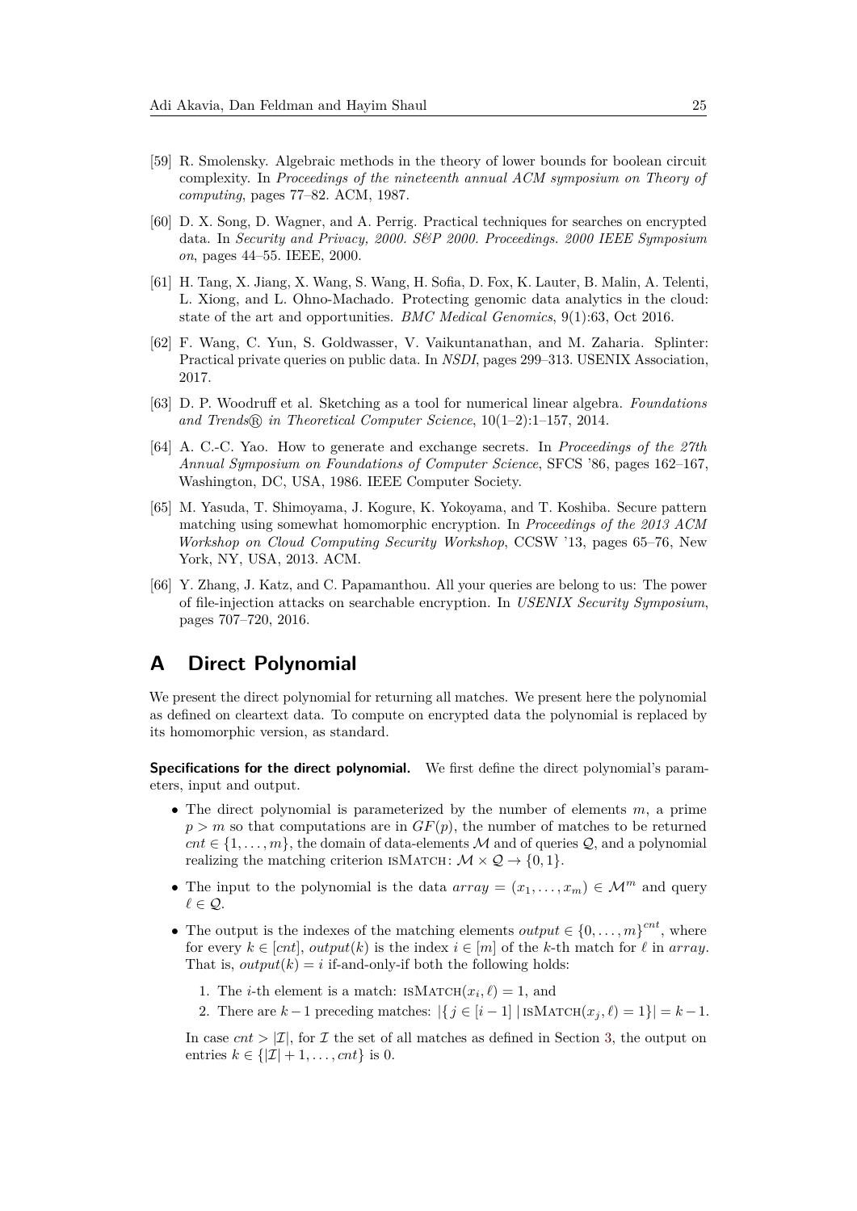[59] R. Smolensky. Algebraic methods in the theory of lower bounds for boolean circuit complexity. In *Proceedings of the nineteenth annual ACM symposium on Theory of computing*, pages 77–82. ACM, 1987.

[60] D. X. Song, D. Wagner, and A. Perrig. Practical techniques for searches on encrypted data. In *Security and Privacy, 2000. S&P 2000. Proceedings. 2000 IEEE Symposium on*, pages 44–55. IEEE, 2000.

[61] H. Tang, X. Jiang, X. Wang, S. Wang, H. Sofia, D. Fox, K. Lauter, B. Malin, A. Telenti, L. Xiong, and L. Ohno-Machado. Protecting genomic data analytics in the cloud: state of the art and opportunities. *BMC Medical Genomics*, 9(1):63, Oct 2016.

[62] F. Wang, C. Yun, S. Goldwasser, V. Vaikuntanathan, and M. Zaharia. Splinter: Practical private queries on public data. In *NSDI*, pages 299–313. USENIX Association, 2017.

[63] D. P. Woodruff et al. Sketching as a tool for numerical linear algebra. *Foundations and Trends® in Theoretical Computer Science*, 10(1–2):1–157, 2014.

[64] A. C.-C. Yao. How to generate and exchange secrets. In *Proceedings of the 27th Annual Symposium on Foundations of Computer Science*, SFCS '86, pages 162–167, Washington, DC, USA, 1986. IEEE Computer Society.

[65] M. Yasuda, T. Shimoyama, J. Kogure, K. Yokoyama, and T. Koshiba. Secure pattern matching using somewhat homomorphic encryption. In *Proceedings of the 2013 ACM Workshop on Cloud Computing Security Workshop*, CCSW '13, pages 65–76, New York, NY, USA, 2013. ACM.

[66] Y. Zhang, J. Katz, and C. Papamanthou. All your queries are belong to us: The power of file-injection attacks on searchable encryption. In *USENIX Security Symposium*, pages 707–720, 2016.

# A Direct Polynomial

We present the direct polynomial for returning all matches. We present here the polynomial as defined on cleartext data. To compute on encrypted data the polynomial is replaced by its homomorphic version, as standard.

**Specifications for the direct polynomial.** We first define the direct polynomial's parameters, input and output.

- The direct polynomial is parameterized by the number of elements $m$, a prime $p > m$ so that computations are in $GF(p)$, the number of matches to be returned $cnt \in \{1, \ldots, m\}$, the domain of data-elements $\mathcal{M}$ and of queries $\mathcal{Q}$, and a polynomial realizing the matching criterion $\text{isMatch}\colon \mathcal{M} \times \mathcal{Q} \to \{0, 1\}$.
- The input to the polynomial is the data $array = (x_1, \ldots, x_m) \in \mathcal{M}^m$ and query $\ell \in \mathcal{Q}$.
- The output is the indexes of the matching elements $output \in \{0, \ldots, m\}^{cnt}$, where for every $k \in [cnt]$, $output(k)$ is the index $i \in [m]$ of the $k$-th match for $\ell$ in $array$. That is, $output(k) = i$ if-and-only-if both the following holds:
  1. The $i$-th element is a match: $\text{isMatch}(x_i, \ell) = 1$, and
  2. There are $k - 1$ preceding matches: $|\{ j \in [i-1] \mid \text{isMatch}(x_j, \ell) = 1\}| = k - 1$.

  In case $cnt > |\mathcal{I}|$, for $\mathcal{I}$ the set of all matches as defined in Section 3, the output on entries $k \in \{|\mathcal{I}| + 1, \ldots, cnt\}$ is 0.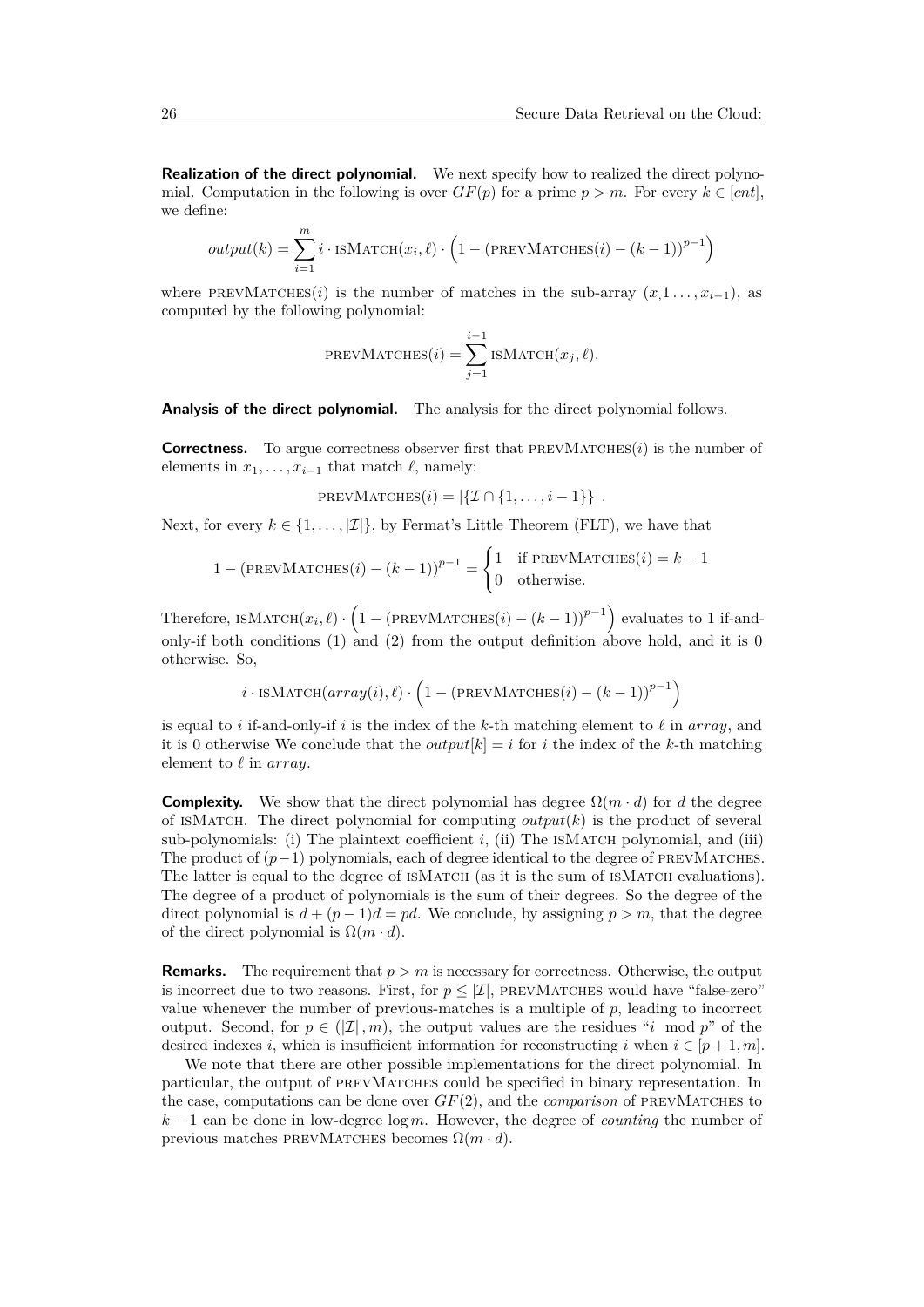**Realization of the direct polynomial.** We next specify how to realized the direct polynomial. Computation in the following is over $GF(p)$ for a prime $p > m$. For every $k \in [cnt]$, we define:

$$output(k) = \sum_{i=1}^{m} i \cdot \textsc{isMatch}(x_i, \ell) \cdot \left(1 - (\textsc{prevMatches}(i) - (k-1))^{p-1}\right)$$

where $\textsc{prevMatches}(i)$ is the number of matches in the sub-array $(x_,1 \ldots, x_{i-1})$, as computed by the following polynomial:

$$\textsc{prevMatches}(i) = \sum_{j=1}^{i-1} \textsc{isMatch}(x_j, \ell).$$

**Analysis of the direct polynomial.** The analysis for the direct polynomial follows.

**Correctness.** To argue correctness observer first that $\textsc{prevMatches}(i)$ is the number of elements in $x_1, \ldots, x_{i-1}$ that match $\ell$, namely:

$$\textsc{prevMatches}(i) = |\{\mathcal{I} \cap \{1, \ldots, i-1\}\}|.$$

Next, for every $k \in \{1, \ldots, |\mathcal{I}|\}$, by Fermat's Little Theorem (FLT), we have that

$$1 - (\textsc{prevMatches}(i) - (k-1))^{p-1} = \begin{cases} 1 & \text{if } \textsc{prevMatches}(i) = k-1 \\ 0 & \text{otherwise.} \end{cases}$$

Therefore, $\textsc{isMatch}(x_i, \ell) \cdot \left(1 - (\textsc{prevMatches}(i) - (k-1))^{p-1}\right)$ evaluates to 1 if-and-only-if both conditions (1) and (2) from the output definition above hold, and it is 0 otherwise. So,

$$i \cdot \textsc{isMatch}(array(i), \ell) \cdot \left(1 - (\textsc{prevMatches}(i) - (k-1))^{p-1}\right)$$

is equal to $i$ if-and-only-if $i$ is the index of the $k$-th matching element to $\ell$ in *array*, and it is 0 otherwise We conclude that the $output[k] = i$ for $i$ the index of the $k$-th matching element to $\ell$ in *array*.

**Complexity.** We show that the direct polynomial has degree $\Omega(m \cdot d)$ for $d$ the degree of $\textsc{isMatch}$. The direct polynomial for computing $output(k)$ is the product of several sub-polynomials: (i) The plaintext coefficient $i$, (ii) The $\textsc{isMatch}$ polynomial, and (iii) The product of $(p-1)$ polynomials, each of degree identical to the degree of $\textsc{prevMatches}$. The latter is equal to the degree of $\textsc{isMatch}$ (as it is the sum of $\textsc{isMatch}$ evaluations). The degree of a product of polynomials is the sum of their degrees. So the degree of the direct polynomial is $d + (p-1)d = pd$. We conclude, by assigning $p > m$, that the degree of the direct polynomial is $\Omega(m \cdot d)$.

**Remarks.** The requirement that $p > m$ is necessary for correctness. Otherwise, the output is incorrect due to two reasons. First, for $p \leq |\mathcal{I}|$, $\textsc{prevMatches}$ would have "false-zero" value whenever the number of previous-matches is a multiple of $p$, leading to incorrect output. Second, for $p \in (|\mathcal{I}|, m)$, the output values are the residues "$i \mod p$" of the desired indexes $i$, which is insufficient information for reconstructing $i$ when $i \in [p+1, m]$.

We note that there are other possible implementations for the direct polynomial. In particular, the output of $\textsc{prevMatches}$ could be specified in binary representation. In the case, computations can be done over $GF(2)$, and the *comparison* of $\textsc{prevMatches}$ to $k-1$ can be done in low-degree $\log m$. However, the degree of *counting* the number of previous matches $\textsc{prevMatches}$ becomes $\Omega(m \cdot d)$.